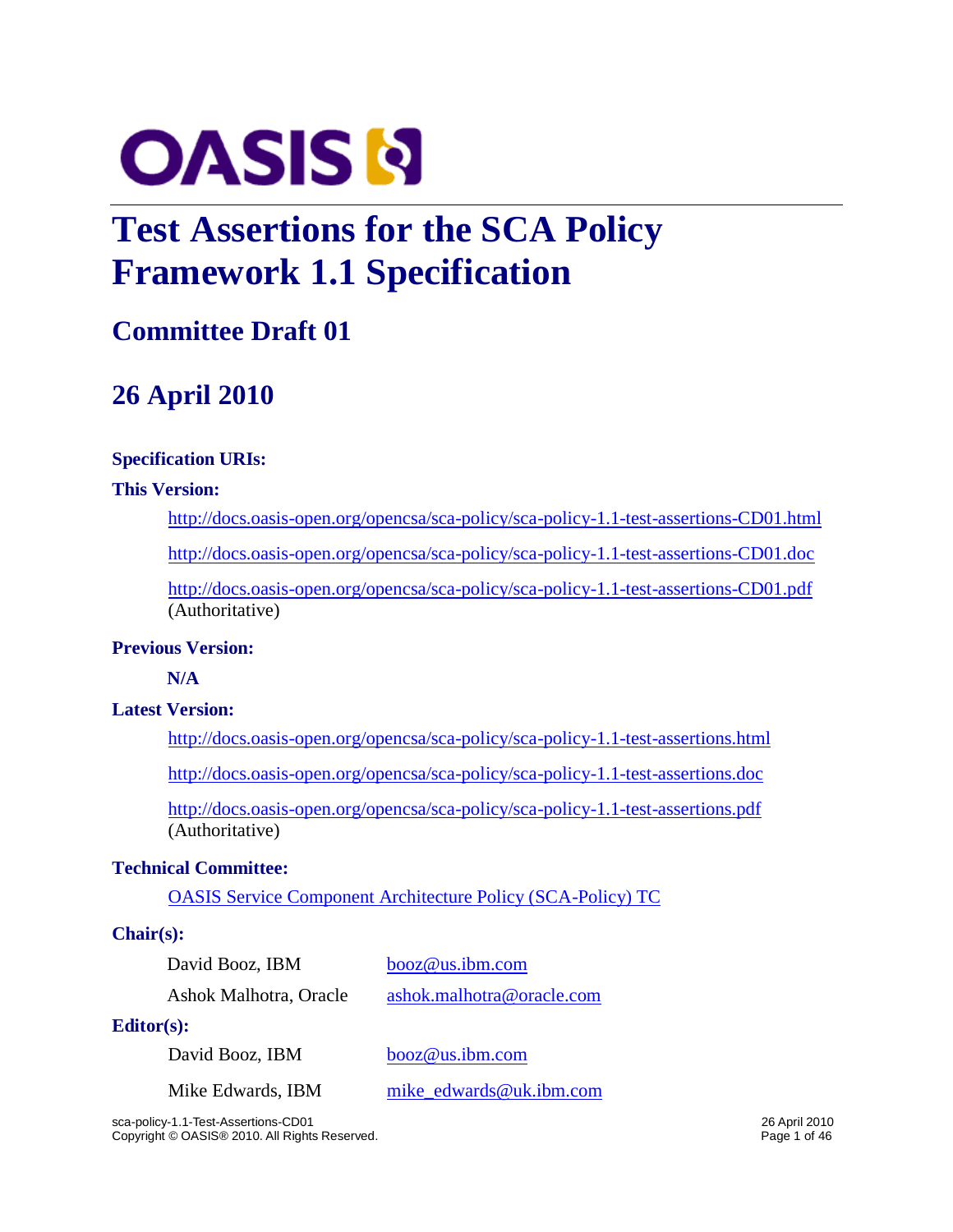# Test Assertions for the SCA Policy Framework 1.1 Specification

## Committee Draft 01

## 26 April 2010

**Specification URIs:**

**This Version:**

http://docs.oasis-open.org/opencsa/sca-policy/sca-policy-1.1-test-assertions-CD01.html

http://docs.oasis-open.org/opencsa/sca-policy/sca-policy-1.1-test-assertions-CD01.doc

http://docs.oasis-open.org/opencsa/sca-policy/sca-policy-1.1-test-assertions-CD01.pdf (Authoritative)

**Previous Version:**

**N/A**

**Latest Version:**

http://docs.oasis-open.org/opencsa/sca-policy/sca-policy-1.1-test-assertions.html

http://docs.oasis-open.org/opencsa/sca-policy/sca-policy-1.1-test-assertions.doc

http://docs.oasis-open.org/opencsa/sca-policy/sca-policy-1.1-test-assertions.pdf (Authoritative)

**Technical Committee:**

OASIS Service Component Architecture Policy (SCA-Policy) TC

**Chair(s):**

David Booz, IBM booz@us.ibm.com

Ashok Malhotra, Oracle ashok.malhotra@oracle.com

**Editor(s):**

David Booz, IBM booz@us.ibm.com

Mike Edwards, IBM mike_edwards@uk.ibm.com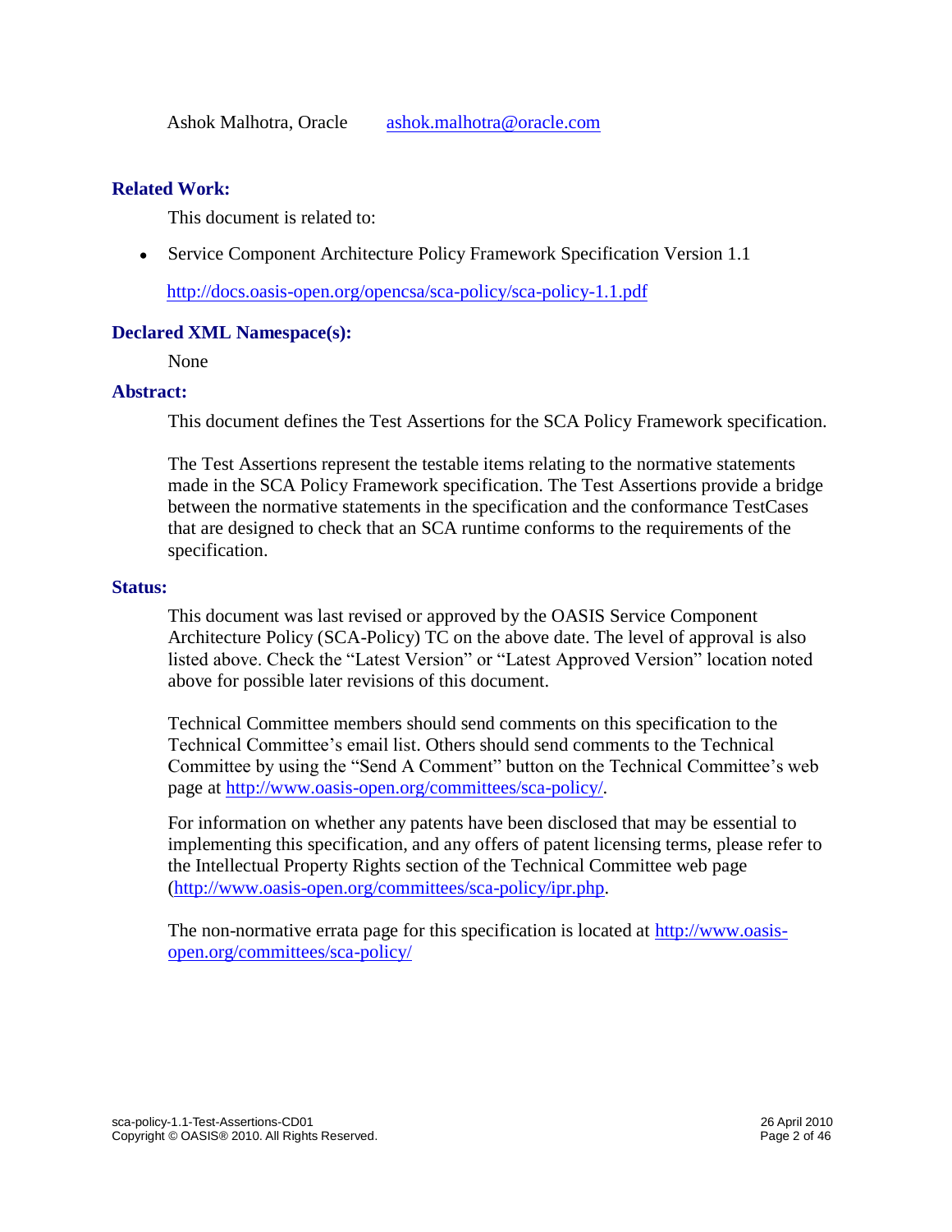Ashok Malhotra, Oracle    ashok.malhotra@oracle.com

**Related Work:**

This document is related to:

- Service Component Architecture Policy Framework Specification Version 1.1

  http://docs.oasis-open.org/opencsa/sca-policy/sca-policy-1.1.pdf

**Declared XML Namespace(s):**

None

**Abstract:**

This document defines the Test Assertions for the SCA Policy Framework specification.

The Test Assertions represent the testable items relating to the normative statements made in the SCA Policy Framework specification. The Test Assertions provide a bridge between the normative statements in the specification and the conformance TestCases that are designed to check that an SCA runtime conforms to the requirements of the specification.

**Status:**

This document was last revised or approved by the OASIS Service Component Architecture Policy (SCA-Policy) TC on the above date. The level of approval is also listed above. Check the "Latest Version" or "Latest Approved Version" location noted above for possible later revisions of this document.

Technical Committee members should send comments on this specification to the Technical Committee's email list. Others should send comments to the Technical Committee by using the "Send A Comment" button on the Technical Committee's web page at http://www.oasis-open.org/committees/sca-policy/.

For information on whether any patents have been disclosed that may be essential to implementing this specification, and any offers of patent licensing terms, please refer to the Intellectual Property Rights section of the Technical Committee web page (http://www.oasis-open.org/committees/sca-policy/ipr.php.

The non-normative errata page for this specification is located at http://www.oasis-open.org/committees/sca-policy/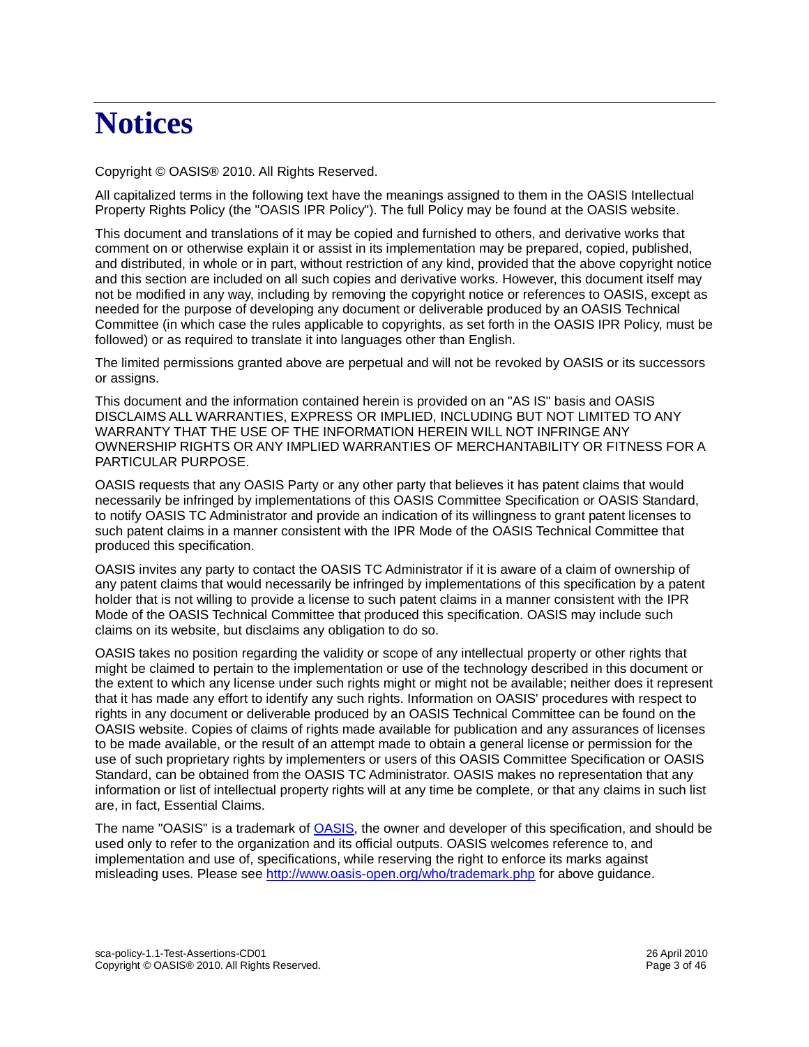# Notices

Copyright © OASIS® 2010. All Rights Reserved.

All capitalized terms in the following text have the meanings assigned to them in the OASIS Intellectual Property Rights Policy (the "OASIS IPR Policy"). The full Policy may be found at the OASIS website.

This document and translations of it may be copied and furnished to others, and derivative works that comment on or otherwise explain it or assist in its implementation may be prepared, copied, published, and distributed, in whole or in part, without restriction of any kind, provided that the above copyright notice and this section are included on all such copies and derivative works. However, this document itself may not be modified in any way, including by removing the copyright notice or references to OASIS, except as needed for the purpose of developing any document or deliverable produced by an OASIS Technical Committee (in which case the rules applicable to copyrights, as set forth in the OASIS IPR Policy, must be followed) or as required to translate it into languages other than English.

The limited permissions granted above are perpetual and will not be revoked by OASIS or its successors or assigns.

This document and the information contained herein is provided on an "AS IS" basis and OASIS DISCLAIMS ALL WARRANTIES, EXPRESS OR IMPLIED, INCLUDING BUT NOT LIMITED TO ANY WARRANTY THAT THE USE OF THE INFORMATION HEREIN WILL NOT INFRINGE ANY OWNERSHIP RIGHTS OR ANY IMPLIED WARRANTIES OF MERCHANTABILITY OR FITNESS FOR A PARTICULAR PURPOSE.

OASIS requests that any OASIS Party or any other party that believes it has patent claims that would necessarily be infringed by implementations of this OASIS Committee Specification or OASIS Standard, to notify OASIS TC Administrator and provide an indication of its willingness to grant patent licenses to such patent claims in a manner consistent with the IPR Mode of the OASIS Technical Committee that produced this specification.

OASIS invites any party to contact the OASIS TC Administrator if it is aware of a claim of ownership of any patent claims that would necessarily be infringed by implementations of this specification by a patent holder that is not willing to provide a license to such patent claims in a manner consistent with the IPR Mode of the OASIS Technical Committee that produced this specification. OASIS may include such claims on its website, but disclaims any obligation to do so.

OASIS takes no position regarding the validity or scope of any intellectual property or other rights that might be claimed to pertain to the implementation or use of the technology described in this document or the extent to which any license under such rights might or might not be available; neither does it represent that it has made any effort to identify any such rights. Information on OASIS' procedures with respect to rights in any document or deliverable produced by an OASIS Technical Committee can be found on the OASIS website. Copies of claims of rights made available for publication and any assurances of licenses to be made available, or the result of an attempt made to obtain a general license or permission for the use of such proprietary rights by implementers or users of this OASIS Committee Specification or OASIS Standard, can be obtained from the OASIS TC Administrator. OASIS makes no representation that any information or list of intellectual property rights will at any time be complete, or that any claims in such list are, in fact, Essential Claims.

The name "OASIS" is a trademark of [OASIS](http://www.oasis-open.org), the owner and developer of this specification, and should be used only to refer to the organization and its official outputs. OASIS welcomes reference to, and implementation and use of, specifications, while reserving the right to enforce its marks against misleading uses. Please see http://www.oasis-open.org/who/trademark.php for above guidance.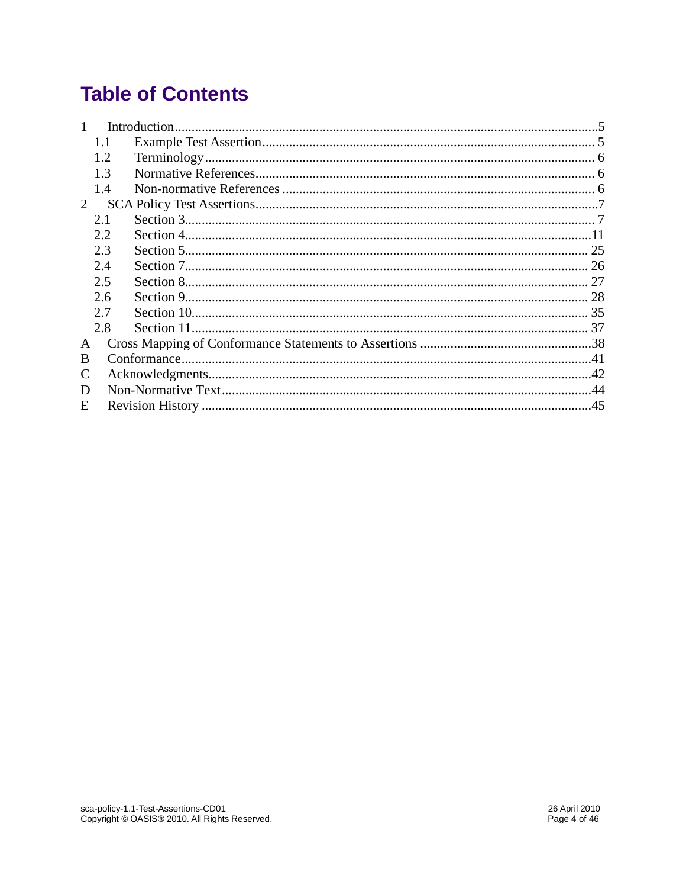# Table of Contents

1 Introduction ........................................................ 5

- 1.1 Example Test Assertion ........................................................ 5
- 1.2 Terminology ........................................................ 6
- 1.3 Normative References ........................................................ 6
- 1.4 Non-normative References ........................................................ 6

2 SCA Policy Test Assertions ........................................................ 7

- 2.1 Section 3 ........................................................ 7
- 2.2 Section 4 ........................................................ 11
- 2.3 Section 5 ........................................................ 25
- 2.4 Section 7 ........................................................ 26
- 2.5 Section 8 ........................................................ 27
- 2.6 Section 9 ........................................................ 28
- 2.7 Section 10 ........................................................ 35
- 2.8 Section 11 ........................................................ 37

A Cross Mapping of Conformance Statements to Assertions ........................................................ 38

B Conformance ........................................................ 41

C Acknowledgments ........................................................ 42

D Non-Normative Text ........................................................ 44

E Revision History ........................................................ 45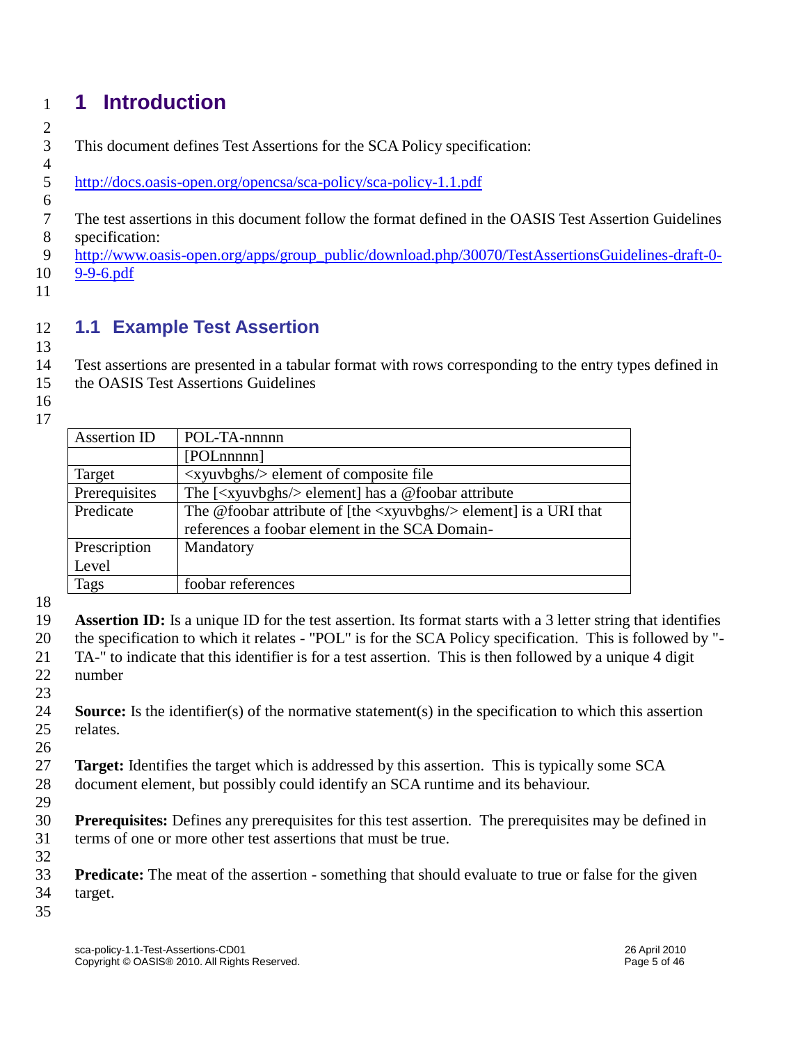# 1 Introduction

This document defines Test Assertions for the SCA Policy specification:

http://docs.oasis-open.org/opencsa/sca-policy/sca-policy-1.1.pdf

The test assertions in this document follow the format defined in the OASIS Test Assertion Guidelines specification:
http://www.oasis-open.org/apps/group_public/download.php/30070/TestAssertionsGuidelines-draft-0-9-9-6.pdf

## 1.1 Example Test Assertion

Test assertions are presented in a tabular format with rows corresponding to the entry types defined in the OASIS Test Assertions Guidelines

| Assertion ID | POL-TA-nnnnn |
|---|---|
| | [POLnnnnn] |
| Target | <xyuvbghs/> element of composite file |
| Prerequisites | The [<xyuvbghs/> element] has a @foobar attribute |
| Predicate | The @foobar attribute of [the <xyuvbghs/> element] is a URI that references a foobar element in the SCA Domain- |
| Prescription Level | Mandatory |
| Tags | foobar references |

**Assertion ID:** Is a unique ID for the test assertion. Its format starts with a 3 letter string that identifies the specification to which it relates - "POL" is for the SCA Policy specification. This is followed by "-TA-" to indicate that this identifier is for a test assertion. This is then followed by a unique 4 digit number

**Source:** Is the identifier(s) of the normative statement(s) in the specification to which this assertion relates.

**Target:** Identifies the target which is addressed by this assertion. This is typically some SCA document element, but possibly could identify an SCA runtime and its behaviour.

**Prerequisites:** Defines any prerequisites for this test assertion. The prerequisites may be defined in terms of one or more other test assertions that must be true.

**Predicate:** The meat of the assertion - something that should evaluate to true or false for the given target.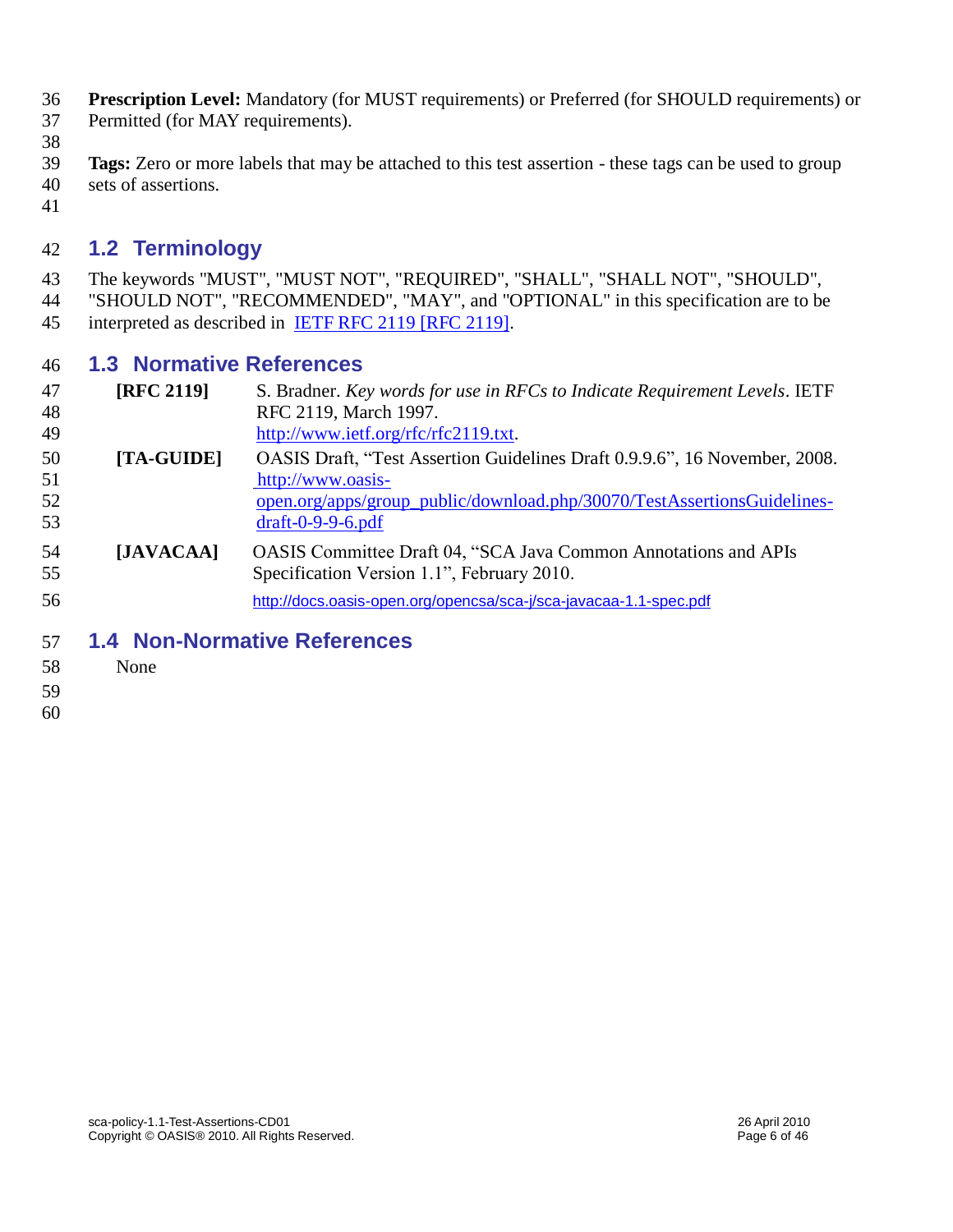**Prescription Level:** Mandatory (for MUST requirements) or Preferred (for SHOULD requirements) or Permitted (for MAY requirements).

**Tags:** Zero or more labels that may be attached to this test assertion - these tags can be used to group sets of assertions.

## 1.2 Terminology

The keywords "MUST", "MUST NOT", "REQUIRED", "SHALL", "SHALL NOT", "SHOULD", "SHOULD NOT", "RECOMMENDED", "MAY", and "OPTIONAL" in this specification are to be interpreted as described in [IETF RFC 2119 [RFC 2119]](http://www.ietf.org/rfc/rfc2119.txt).

## 1.3 Normative References

**[RFC 2119]** S. Bradner. *Key words for use in RFCs to Indicate Requirement Levels*. IETF RFC 2119, March 1997. http://www.ietf.org/rfc/rfc2119.txt.

**[TA-GUIDE]** OASIS Draft, "Test Assertion Guidelines Draft 0.9.9.6", 16 November, 2008. http://www.oasis-open.org/apps/group_public/download.php/30070/TestAssertionsGuidelines-draft-0-9-9-6.pdf

**[JAVACAA]** OASIS Committee Draft 04, "SCA Java Common Annotations and APIs Specification Version 1.1", February 2010. http://docs.oasis-open.org/opencsa/sca-j/sca-javacaa-1.1-spec.pdf

## 1.4 Non-Normative References

None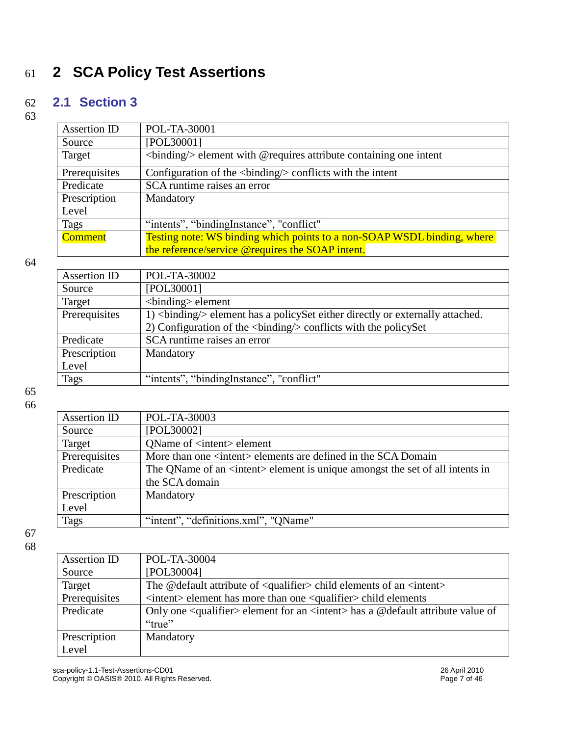# 2 SCA Policy Test Assertions

## 2.1 Section 3

| Assertion ID | POL-TA-30001 |
|---|---|
| Source | [POL30001] |
| Target | <binding/> element with @requires attribute containing one intent |
| Prerequisites | Configuration of the <binding/> conflicts with the intent |
| Predicate | SCA runtime raises an error |
| Prescription Level | Mandatory |
| Tags | “intents”, “bindingInstance”, "conflict" |
| Comment | Testing note: WS binding which points to a non-SOAP WSDL binding, where the reference/service @requires the SOAP intent. |

| Assertion ID | POL-TA-30002 |
|---|---|
| Source | [POL30001] |
| Target | <binding> element |
| Prerequisites | 1) <binding/> element has a policySet either directly or externally attached. 2) Configuration of the <binding/> conflicts with the policySet |
| Predicate | SCA runtime raises an error |
| Prescription Level | Mandatory |
| Tags | “intents”, “bindingInstance”, "conflict" |

| Assertion ID | POL-TA-30003 |
|---|---|
| Source | [POL30002] |
| Target | QName of <intent> element |
| Prerequisites | More than one <intent> elements are defined in the SCA Domain |
| Predicate | The QName of an <intent> element is unique amongst the set of all intents in the SCA domain |
| Prescription Level | Mandatory |
| Tags | “intent”, “definitions.xml”, "QName" |

| Assertion ID | POL-TA-30004 |
|---|---|
| Source | [POL30004] |
| Target | The @default attribute of <qualifier> child elements of an <intent> |
| Prerequisites | <intent> element has more than one <qualifier> child elements |
| Predicate | Only one <qualifier> element for an <intent> has a @default attribute value of “true” |
| Prescription Level | Mandatory |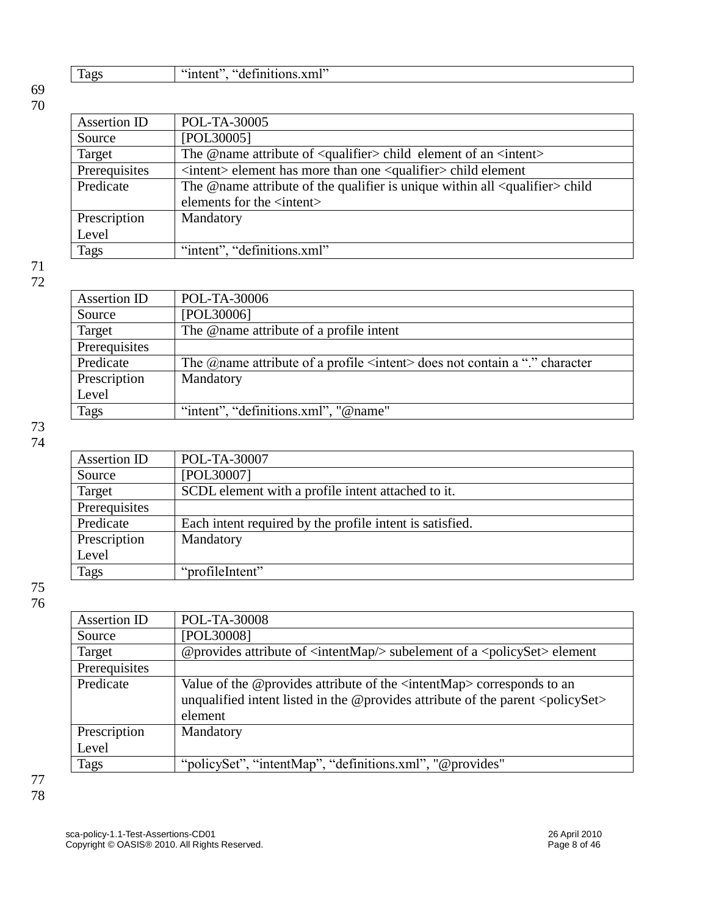| Tags | “intent”, “definitions.xml” |
|---|---|

| Assertion ID | POL-TA-30005 |
|---|---|
| Source | [POL30005] |
| Target | The @name attribute of <qualifier> child element of an <intent> |
| Prerequisites | <intent> element has more than one <qualifier> child element |
| Predicate | The @name attribute of the qualifier is unique within all <qualifier> child elements for the <intent> |
| Prescription Level | Mandatory |
| Tags | “intent”, “definitions.xml” |

| Assertion ID | POL-TA-30006 |
|---|---|
| Source | [POL30006] |
| Target | The @name attribute of a profile intent |
| Prerequisites | |
| Predicate | The @name attribute of a profile <intent> does not contain a “.” character |
| Prescription Level | Mandatory |
| Tags | “intent”, “definitions.xml”, "@name" |

| Assertion ID | POL-TA-30007 |
|---|---|
| Source | [POL30007] |
| Target | SCDL element with a profile intent attached to it. |
| Prerequisites | |
| Predicate | Each intent required by the profile intent is satisfied. |
| Prescription Level | Mandatory |
| Tags | “profileIntent” |

| Assertion ID | POL-TA-30008 |
|---|---|
| Source | [POL30008] |
| Target | @provides attribute of <intentMap/> subelement of a <policySet> element |
| Prerequisites | |
| Predicate | Value of the @provides attribute of the <intentMap> corresponds to an unqualified intent listed in the @provides attribute of the parent <policySet> element |
| Prescription Level | Mandatory |
| Tags | “policySet”, “intentMap”, “definitions.xml”, "@provides" |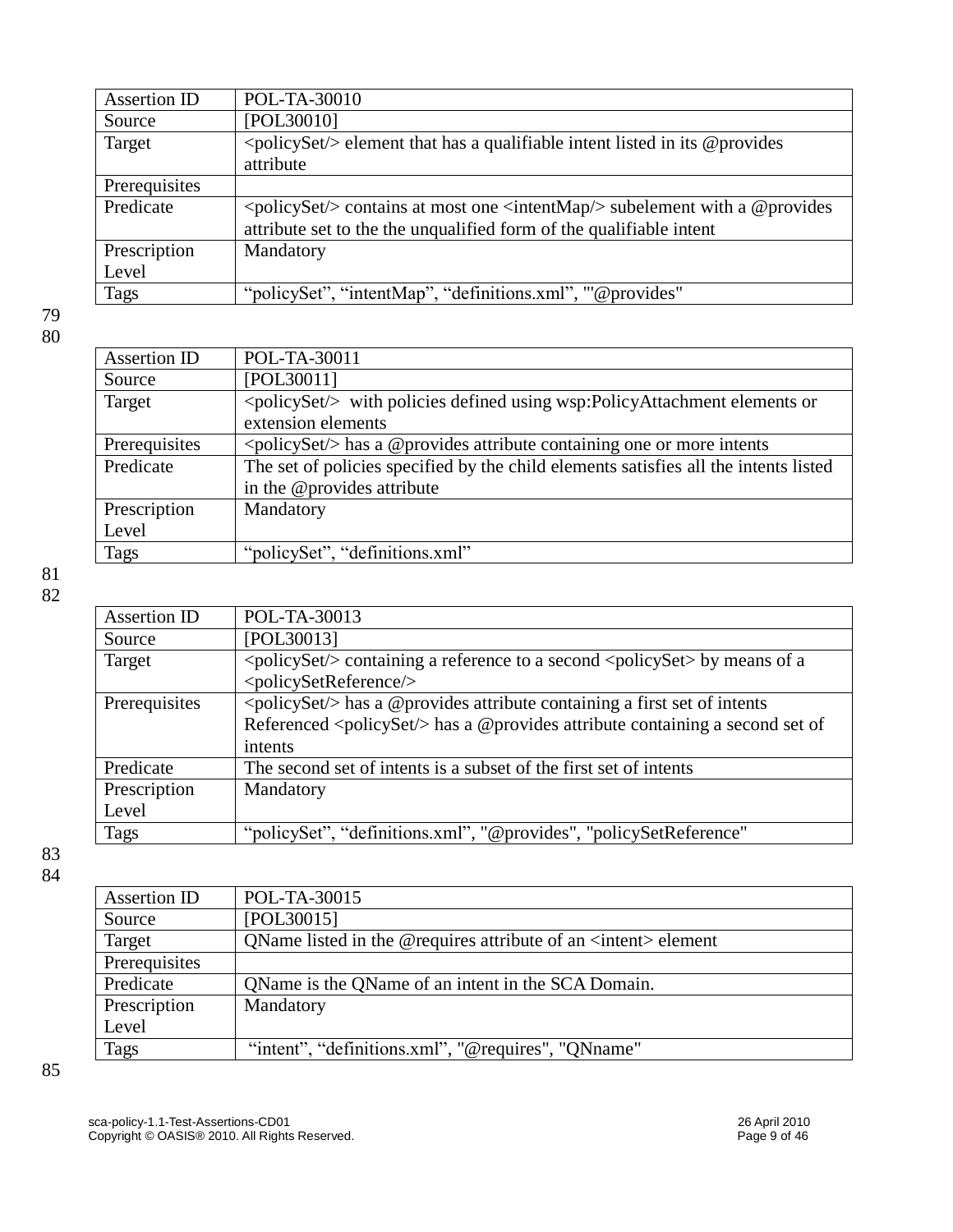| Assertion ID | POL-TA-30010 |
|---|---|
| Source | [POL30010] |
| Target | <policySet/> element that has a qualifiable intent listed in its @provides attribute |
| Prerequisites | |
| Predicate | <policySet/> contains at most one <intentMap/> subelement with a @provides attribute set to the the unqualified form of the qualifiable intent |
| Prescription Level | Mandatory |
| Tags | “policySet”, “intentMap”, “definitions.xml”, "'@provides" |

| Assertion ID | POL-TA-30011 |
|---|---|
| Source | [POL30011] |
| Target | <policySet/> with policies defined using wsp:PolicyAttachment elements or extension elements |
| Prerequisites | <policySet/> has a @provides attribute containing one or more intents |
| Predicate | The set of policies specified by the child elements satisfies all the intents listed in the @provides attribute |
| Prescription Level | Mandatory |
| Tags | “policySet”, “definitions.xml” |

| Assertion ID | POL-TA-30013 |
|---|---|
| Source | [POL30013] |
| Target | <policySet/> containing a reference to a second <policySet> by means of a <policySetReference/> |
| Prerequisites | <policySet/> has a @provides attribute containing a first set of intents<br>Referenced <policySet/> has a @provides attribute containing a second set of intents |
| Predicate | The second set of intents is a subset of the first set of intents |
| Prescription Level | Mandatory |
| Tags | “policySet”, “definitions.xml”, "@provides", "policySetReference" |

| Assertion ID | POL-TA-30015 |
|---|---|
| Source | [POL30015] |
| Target | QName listed in the @requires attribute of an <intent> element |
| Prerequisites | |
| Predicate | QName is the QName of an intent in the SCA Domain. |
| Prescription Level | Mandatory |
| Tags | “intent”, “definitions.xml”, "@requires", "QNname" |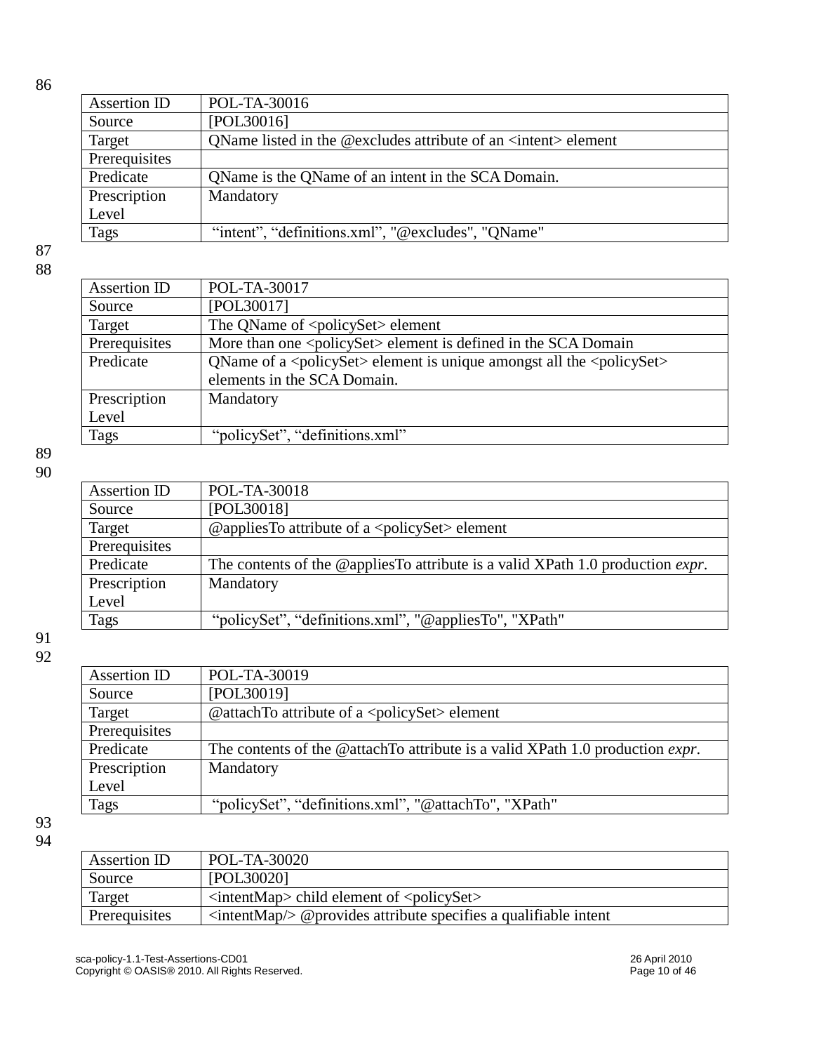| Assertion ID | POL-TA-30016 |
|---|---|
| Source | [POL30016] |
| Target | QName listed in the @excludes attribute of an <intent> element |
| Prerequisites | |
| Predicate | QName is the QName of an intent in the SCA Domain. |
| Prescription Level | Mandatory |
| Tags | “intent”, “definitions.xml”, "@excludes", "QName" |

| Assertion ID | POL-TA-30017 |
|---|---|
| Source | [POL30017] |
| Target | The QName of <policySet> element |
| Prerequisites | More than one <policySet> element is defined in the SCA Domain |
| Predicate | QName of a <policySet> element is unique amongst all the <policySet> elements in the SCA Domain. |
| Prescription Level | Mandatory |
| Tags | “policySet”, “definitions.xml” |

| Assertion ID | POL-TA-30018 |
|---|---|
| Source | [POL30018] |
| Target | @appliesTo attribute of a <policySet> element |
| Prerequisites | |
| Predicate | The contents of the @appliesTo attribute is a valid XPath 1.0 production *expr*. |
| Prescription Level | Mandatory |
| Tags | “policySet”, “definitions.xml”, "@appliesTo", "XPath" |

| Assertion ID | POL-TA-30019 |
|---|---|
| Source | [POL30019] |
| Target | @attachTo attribute of a <policySet> element |
| Prerequisites | |
| Predicate | The contents of the @attachTo attribute is a valid XPath 1.0 production *expr*. |
| Prescription Level | Mandatory |
| Tags | “policySet”, “definitions.xml”, "@attachTo", "XPath" |

| Assertion ID | POL-TA-30020 |
|---|---|
| Source | [POL30020] |
| Target | <intentMap> child element of <policySet> |
| Prerequisites | <intentMap/> @provides attribute specifies a qualifiable intent |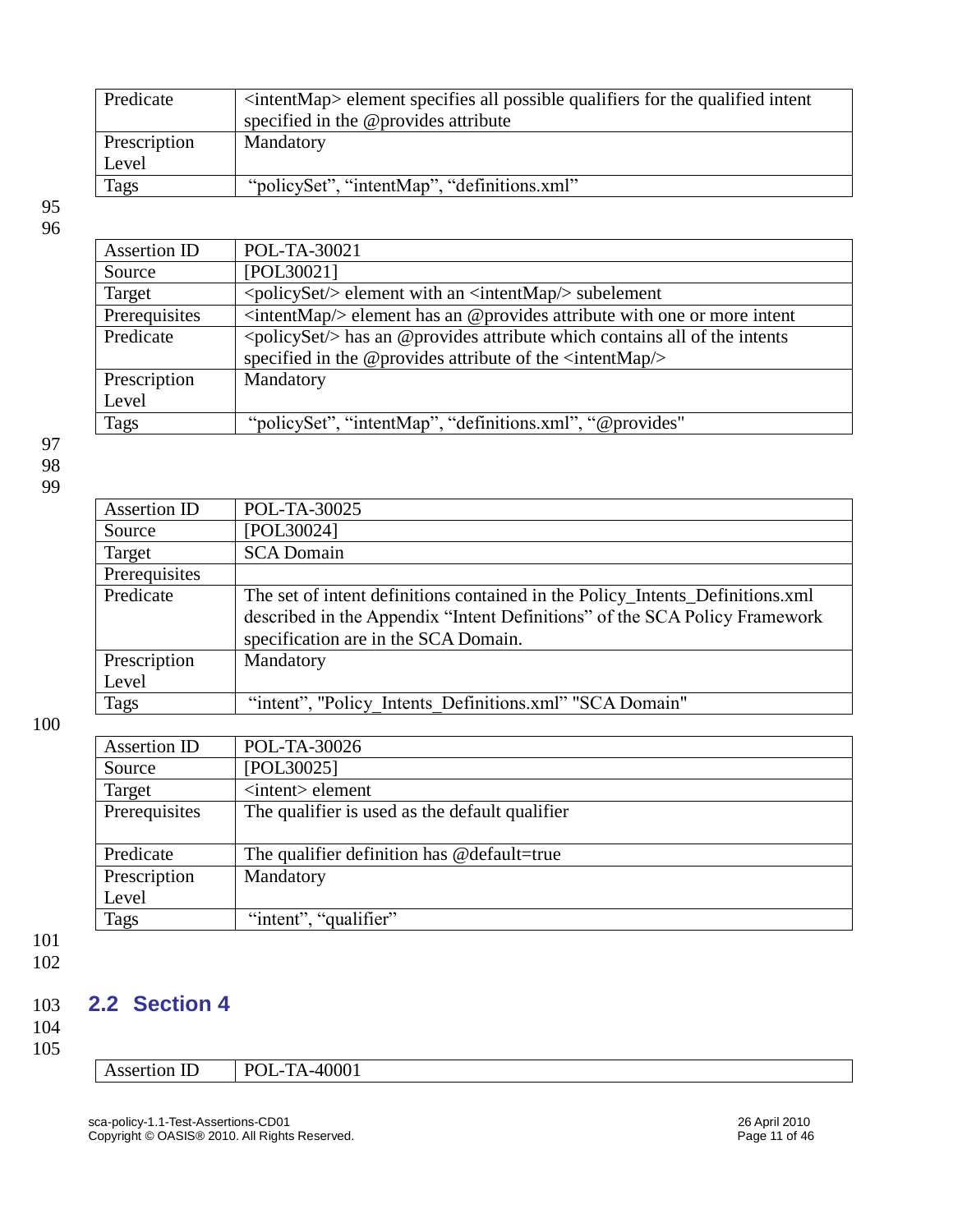| Predicate | <intentMap> element specifies all possible qualifiers for the qualified intent specified in the @provides attribute |
|---|---|
| Prescription Level | Mandatory |
| Tags | “policySet”, “intentMap”, “definitions.xml” |

| Assertion ID | POL-TA-30021 |
|---|---|
| Source | [POL30021] |
| Target | <policySet/> element with an <intentMap/> subelement |
| Prerequisites | <intentMap/> element has an @provides attribute with one or more intent |
| Predicate | <policySet/> has an @provides attribute which contains all of the intents specified in the @provides attribute of the <intentMap/> |
| Prescription Level | Mandatory |
| Tags | “policySet”, “intentMap”, “definitions.xml”, “@provides" |

| Assertion ID | POL-TA-30025 |
|---|---|
| Source | [POL30024] |
| Target | SCA Domain |
| Prerequisites | |
| Predicate | The set of intent definitions contained in the Policy_Intents_Definitions.xml described in the Appendix “Intent Definitions” of the SCA Policy Framework specification are in the SCA Domain. |
| Prescription Level | Mandatory |
| Tags | “intent”, "Policy_Intents_Definitions.xml” "SCA Domain" |

| Assertion ID | POL-TA-30026 |
|---|---|
| Source | [POL30025] |
| Target | <intent> element |
| Prerequisites | The qualifier is used as the default qualifier |
| Predicate | The qualifier definition has @default=true |
| Prescription Level | Mandatory |
| Tags | “intent”, “qualifier” |

## 2.2 Section 4

| Assertion ID | POL-TA-40001 |
|---|---|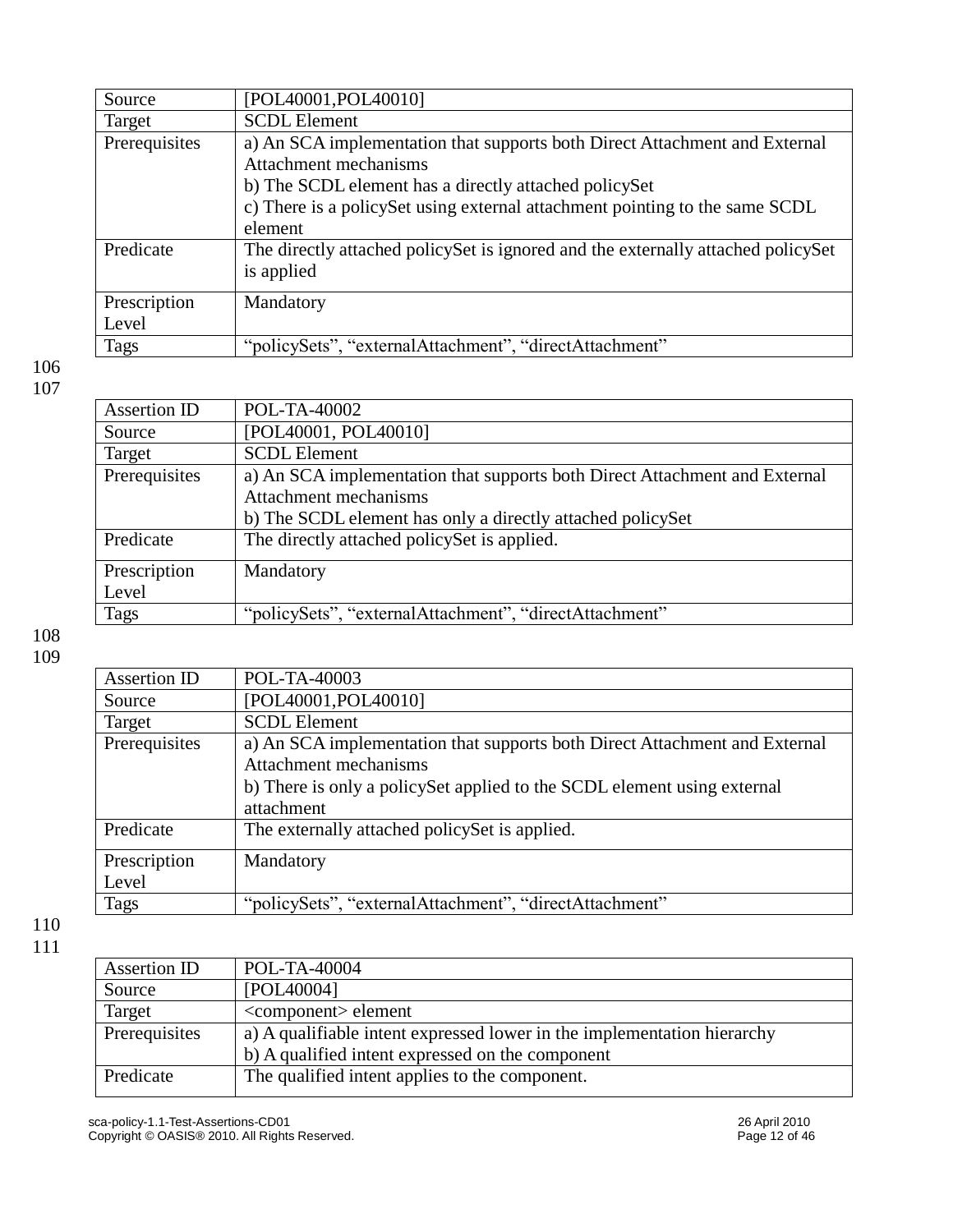| Source | [POL40001,POL40010] |
|---|---|
| Target | SCDL Element |
| Prerequisites | a) An SCA implementation that supports both Direct Attachment and External Attachment mechanisms<br>b) The SCDL element has a directly attached policySet<br>c) There is a policySet using external attachment pointing to the same SCDL element |
| Predicate | The directly attached policySet is ignored and the externally attached policySet is applied |
| Prescription Level | Mandatory |
| Tags | "policySets", "externalAttachment", "directAttachment" |

| Assertion ID | POL-TA-40002 |
|---|---|
| Source | [POL40001, POL40010] |
| Target | SCDL Element |
| Prerequisites | a) An SCA implementation that supports both Direct Attachment and External Attachment mechanisms<br>b) The SCDL element has only a directly attached policySet |
| Predicate | The directly attached policySet is applied. |
| Prescription Level | Mandatory |
| Tags | "policySets", "externalAttachment", "directAttachment" |

| Assertion ID | POL-TA-40003 |
|---|---|
| Source | [POL40001,POL40010] |
| Target | SCDL Element |
| Prerequisites | a) An SCA implementation that supports both Direct Attachment and External Attachment mechanisms<br>b) There is only a policySet applied to the SCDL element using external attachment |
| Predicate | The externally attached policySet is applied. |
| Prescription Level | Mandatory |
| Tags | "policySets", "externalAttachment", "directAttachment" |

| Assertion ID | POL-TA-40004 |
|---|---|
| Source | [POL40004] |
| Target | <component> element |
| Prerequisites | a) A qualifiable intent expressed lower in the implementation hierarchy<br>b) A qualified intent expressed on the component |
| Predicate | The qualified intent applies to the component. |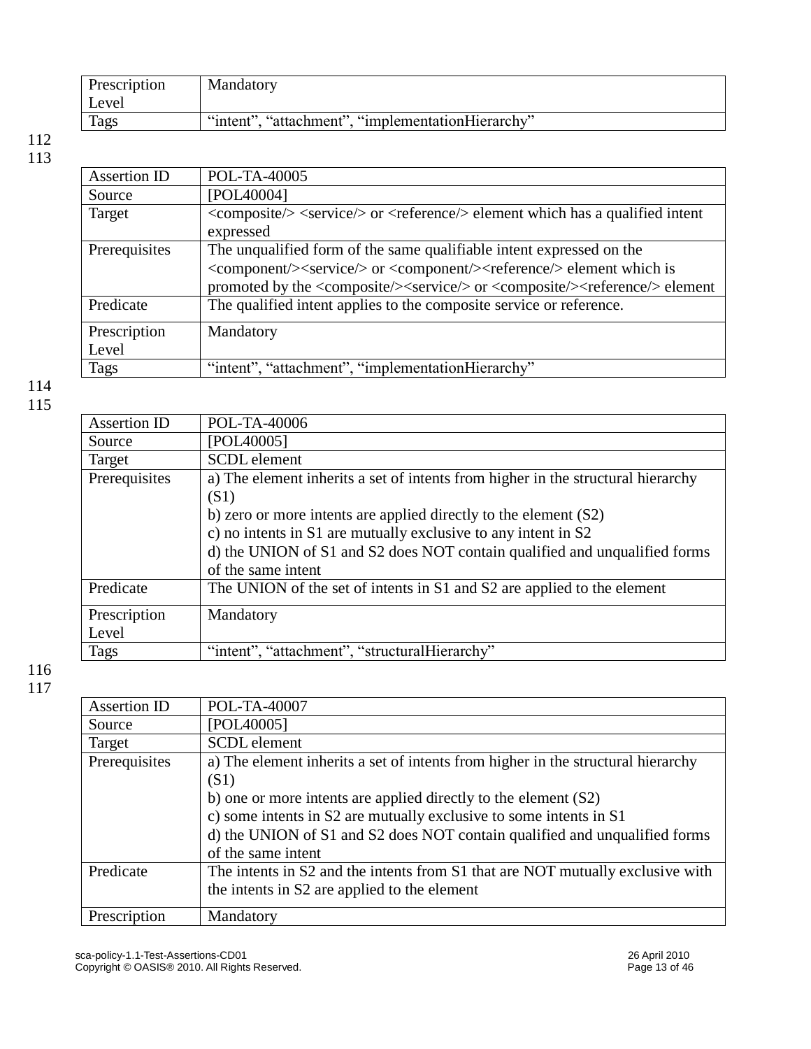| Prescription Level | Mandatory |
|---|---|
| Tags | "intent", "attachment", "implementationHierarchy" |

112
113

| Assertion ID | POL-TA-40005 |
|---|---|
| Source | [POL40004] |
| Target | <composite/> <service/> or <reference/> element which has a qualified intent expressed |
| Prerequisites | The unqualified form of the same qualifiable intent expressed on the <component/><service/> or <component/><reference/> element which is promoted by the <composite/><service/> or <composite/><reference/> element |
| Predicate | The qualified intent applies to the composite service or reference. |
| Prescription Level | Mandatory |
| Tags | "intent", "attachment", "implementationHierarchy" |

114
115

| Assertion ID | POL-TA-40006 |
|---|---|
| Source | [POL40005] |
| Target | SCDL element |
| Prerequisites | a) The element inherits a set of intents from higher in the structural hierarchy (S1)<br>b) zero or more intents are applied directly to the element (S2)<br>c) no intents in S1 are mutually exclusive to any intent in S2<br>d) the UNION of S1 and S2 does NOT contain qualified and unqualified forms of the same intent |
| Predicate | The UNION of the set of intents in S1 and S2 are applied to the element |
| Prescription Level | Mandatory |
| Tags | "intent", "attachment", "structuralHierarchy" |

116
117

| Assertion ID | POL-TA-40007 |
|---|---|
| Source | [POL40005] |
| Target | SCDL element |
| Prerequisites | a) The element inherits a set of intents from higher in the structural hierarchy (S1)<br>b) one or more intents are applied directly to the element (S2)<br>c) some intents in S2 are mutually exclusive to some intents in S1<br>d) the UNION of S1 and S2 does NOT contain qualified and unqualified forms of the same intent |
| Predicate | The intents in S2 and the intents from S1 that are NOT mutually exclusive with the intents in S2 are applied to the element |
| Prescription | Mandatory |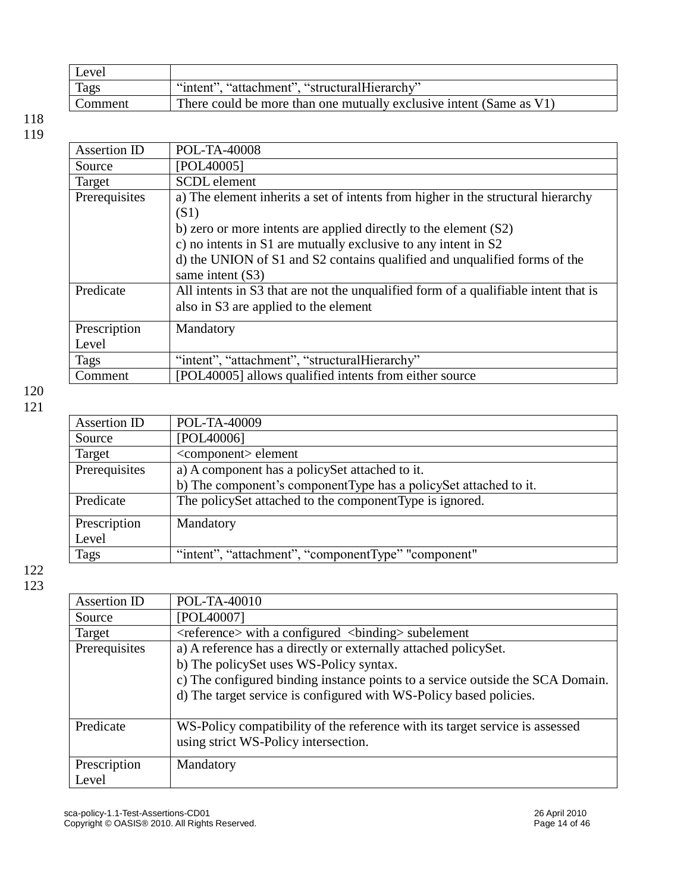| Level | |
|---|---|
| Tags | "intent", "attachment", "structuralHierarchy" |
| Comment | There could be more than one mutually exclusive intent (Same as V1) |

| Assertion ID | POL-TA-40008 |
|---|---|
| Source | [POL40005] |
| Target | SCDL element |
| Prerequisites | a) The element inherits a set of intents from higher in the structural hierarchy (S1)<br>b) zero or more intents are applied directly to the element (S2)<br>c) no intents in S1 are mutually exclusive to any intent in S2<br>d) the UNION of S1 and S2 contains qualified and unqualified forms of the same intent (S3) |
| Predicate | All intents in S3 that are not the unqualified form of a qualifiable intent that is also in S3 are applied to the element |
| Prescription Level | Mandatory |
| Tags | "intent", "attachment", "structuralHierarchy" |
| Comment | [POL40005] allows qualified intents from either source |

| Assertion ID | POL-TA-40009 |
|---|---|
| Source | [POL40006] |
| Target | <component> element |
| Prerequisites | a) A component has a policySet attached to it.<br>b) The component's componentType has a policySet attached to it. |
| Predicate | The policySet attached to the componentType is ignored. |
| Prescription Level | Mandatory |
| Tags | "intent", "attachment", "componentType" "component" |

| Assertion ID | POL-TA-40010 |
|---|---|
| Source | [POL40007] |
| Target | <reference> with a configured <binding> subelement |
| Prerequisites | a) A reference has a directly or externally attached policySet.<br>b) The policySet uses WS-Policy syntax.<br>c) The configured binding instance points to a service outside the SCA Domain.<br>d) The target service is configured with WS-Policy based policies. |
| Predicate | WS-Policy compatibility of the reference with its target service is assessed using strict WS-Policy intersection. |
| Prescription Level | Mandatory |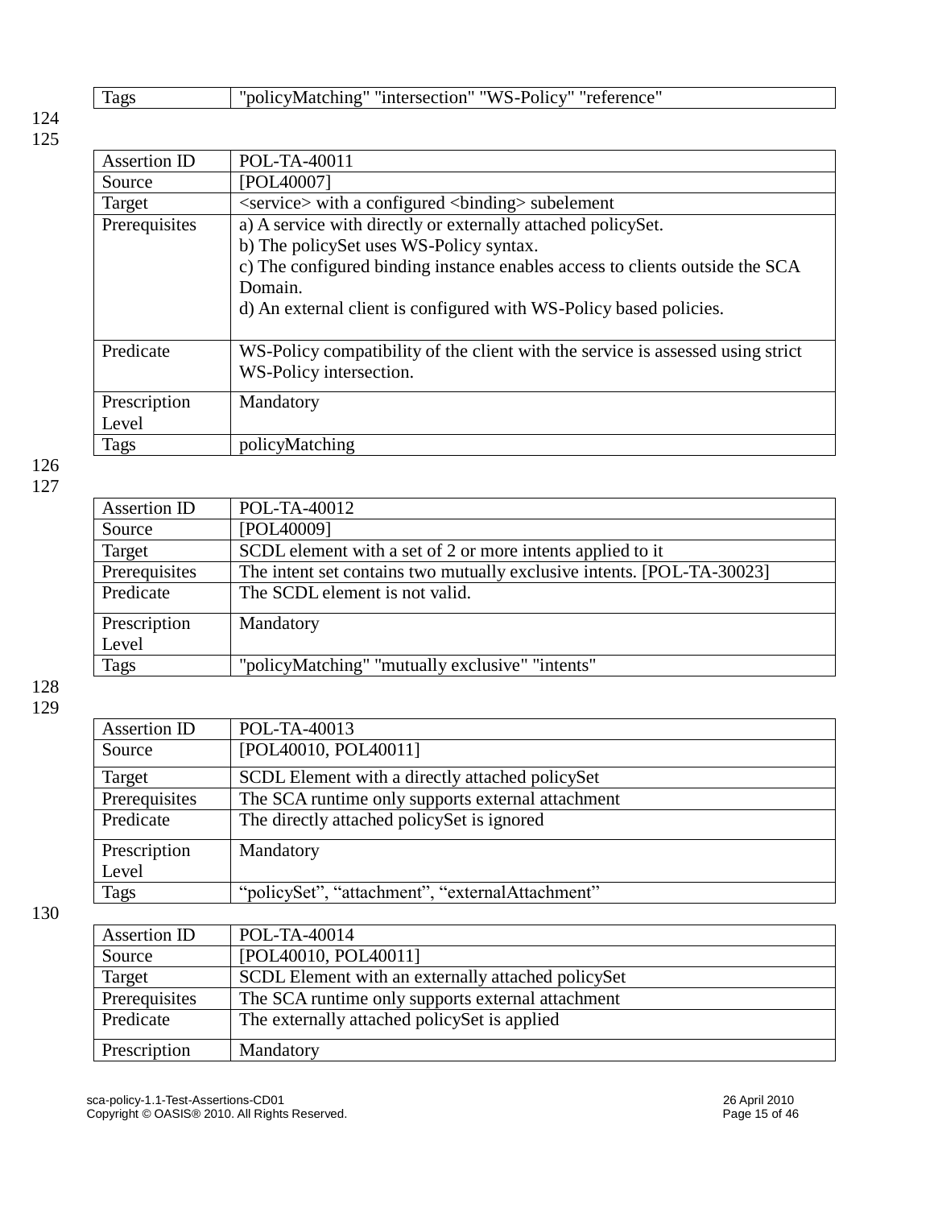| Tags | "policyMatching" "intersection" "WS-Policy" "reference" |
|---|---|

| Assertion ID | POL-TA-40011 |
|---|---|
| Source | [POL40007] |
| Target | <service> with a configured <binding> subelement |
| Prerequisites | a) A service with directly or externally attached policySet.<br>b) The policySet uses WS-Policy syntax.<br>c) The configured binding instance enables access to clients outside the SCA Domain.<br>d) An external client is configured with WS-Policy based policies. |
| Predicate | WS-Policy compatibility of the client with the service is assessed using strict WS-Policy intersection. |
| Prescription Level | Mandatory |
| Tags | policyMatching |

| Assertion ID | POL-TA-40012 |
|---|---|
| Source | [POL40009] |
| Target | SCDL element with a set of 2 or more intents applied to it |
| Prerequisites | The intent set contains two mutually exclusive intents. [POL-TA-30023] |
| Predicate | The SCDL element is not valid. |
| Prescription Level | Mandatory |
| Tags | "policyMatching" "mutually exclusive" "intents" |

| Assertion ID | POL-TA-40013 |
|---|---|
| Source | [POL40010, POL40011] |
| Target | SCDL Element with a directly attached policySet |
| Prerequisites | The SCA runtime only supports external attachment |
| Predicate | The directly attached policySet is ignored |
| Prescription Level | Mandatory |
| Tags | “policySet”, “attachment”, “externalAttachment” |

| Assertion ID | POL-TA-40014 |
|---|---|
| Source | [POL40010, POL40011] |
| Target | SCDL Element with an externally attached policySet |
| Prerequisites | The SCA runtime only supports external attachment |
| Predicate | The externally attached policySet is applied |
| Prescription | Mandatory |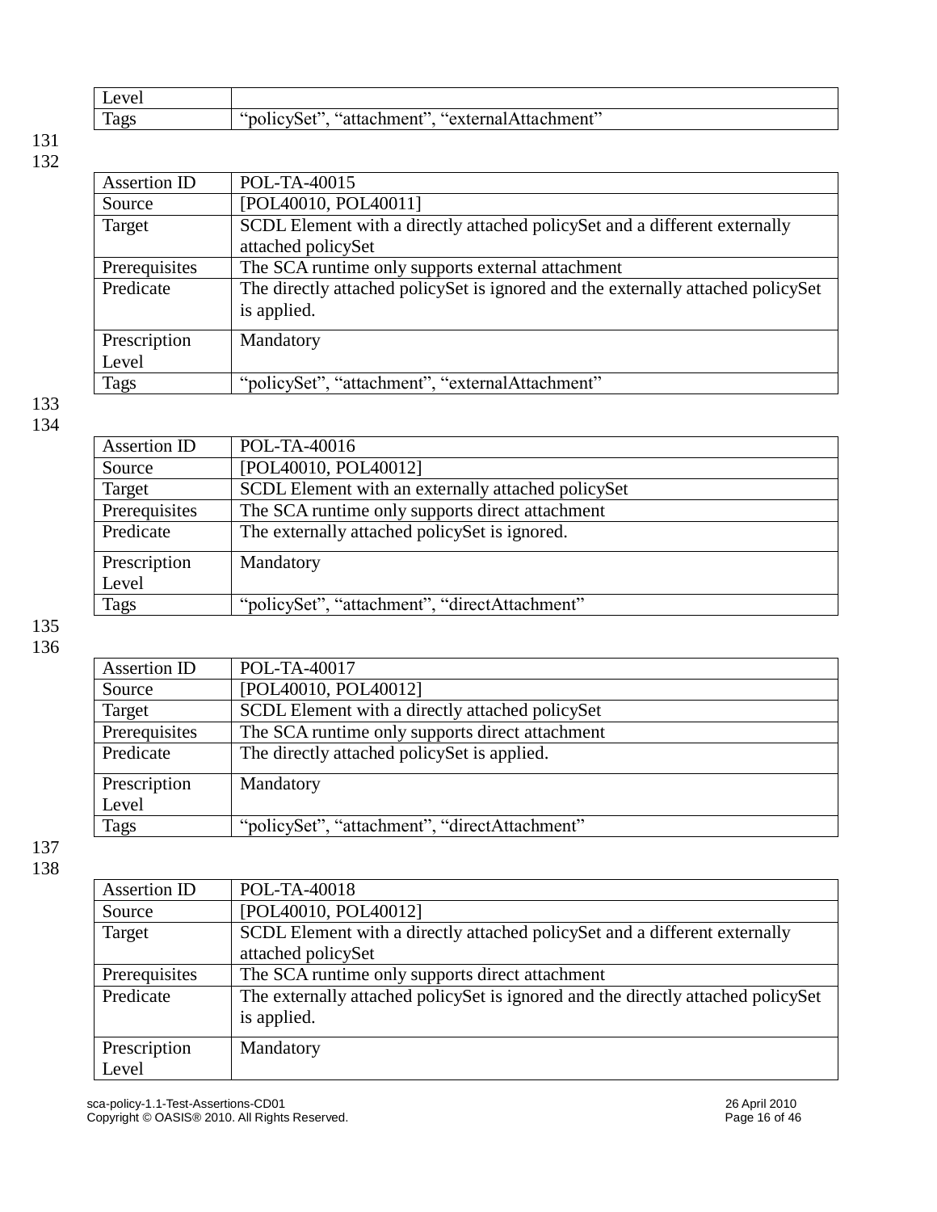| Level | |
|---|---|
| Tags | “policySet”, “attachment”, “externalAttachment” |

131
132

| Assertion ID | POL-TA-40015 |
|---|---|
| Source | [POL40010, POL40011] |
| Target | SCDL Element with a directly attached policySet and a different externally attached policySet |
| Prerequisites | The SCA runtime only supports external attachment |
| Predicate | The directly attached policySet is ignored and the externally attached policySet is applied. |
| Prescription Level | Mandatory |
| Tags | “policySet”, “attachment”, “externalAttachment” |

133
134

| Assertion ID | POL-TA-40016 |
|---|---|
| Source | [POL40010, POL40012] |
| Target | SCDL Element with an externally attached policySet |
| Prerequisites | The SCA runtime only supports direct attachment |
| Predicate | The externally attached policySet is ignored. |
| Prescription Level | Mandatory |
| Tags | “policySet”, “attachment”, “directAttachment” |

135
136

| Assertion ID | POL-TA-40017 |
|---|---|
| Source | [POL40010, POL40012] |
| Target | SCDL Element with a directly attached policySet |
| Prerequisites | The SCA runtime only supports direct attachment |
| Predicate | The directly attached policySet is applied. |
| Prescription Level | Mandatory |
| Tags | “policySet”, “attachment”, “directAttachment” |

137
138

| Assertion ID | POL-TA-40018 |
|---|---|
| Source | [POL40010, POL40012] |
| Target | SCDL Element with a directly attached policySet and a different externally attached policySet |
| Prerequisites | The SCA runtime only supports direct attachment |
| Predicate | The externally attached policySet is ignored and the directly attached policySet is applied. |
| Prescription Level | Mandatory |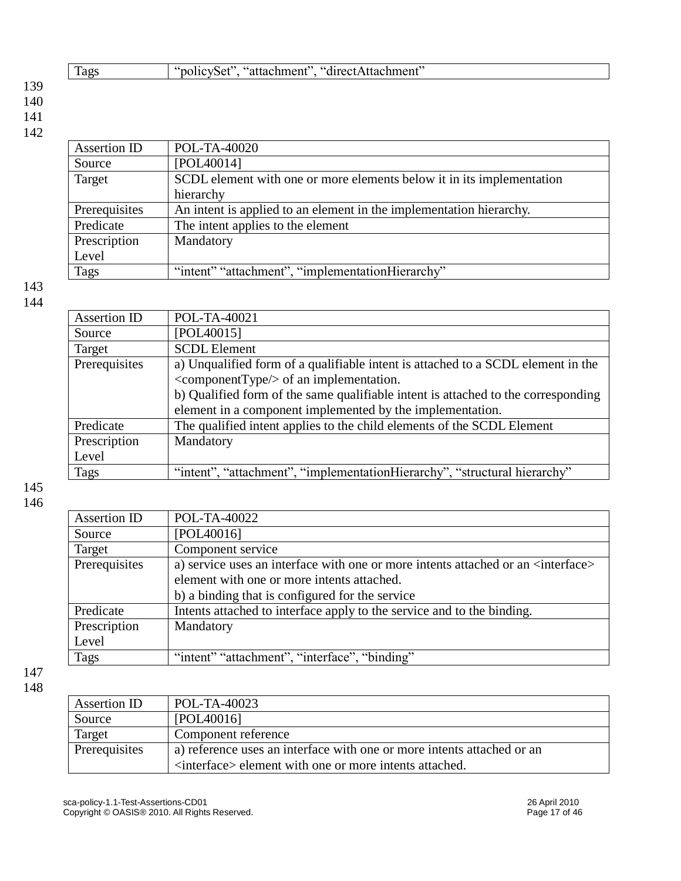| Tags | "policySet", "attachment", "directAttachment" |
|---|---|

| Assertion ID | POL-TA-40020 |
|---|---|
| Source | [POL40014] |
| Target | SCDL element with one or more elements below it in its implementation hierarchy |
| Prerequisites | An intent is applied to an element in the implementation hierarchy. |
| Predicate | The intent applies to the element |
| Prescription Level | Mandatory |
| Tags | "intent" "attachment", "implementationHierarchy" |

| Assertion ID | POL-TA-40021 |
|---|---|
| Source | [POL40015] |
| Target | SCDL Element |
| Prerequisites | a) Unqualified form of a qualifiable intent is attached to a SCDL element in the <componentType/> of an implementation.<br>b) Qualified form of the same qualifiable intent is attached to the corresponding element in a component implemented by the implementation. |
| Predicate | The qualified intent applies to the child elements of the SCDL Element |
| Prescription Level | Mandatory |
| Tags | "intent", "attachment", "implementationHierarchy", "structural hierarchy" |

| Assertion ID | POL-TA-40022 |
|---|---|
| Source | [POL40016] |
| Target | Component service |
| Prerequisites | a) service uses an interface with one or more intents attached or an <interface> element with one or more intents attached.<br>b) a binding that is configured for the service |
| Predicate | Intents attached to interface apply to the service and to the binding. |
| Prescription Level | Mandatory |
| Tags | "intent" "attachment", "interface", "binding" |

| Assertion ID | POL-TA-40023 |
|---|---|
| Source | [POL40016] |
| Target | Component reference |
| Prerequisites | a) reference uses an interface with one or more intents attached or an <interface> element with one or more intents attached. |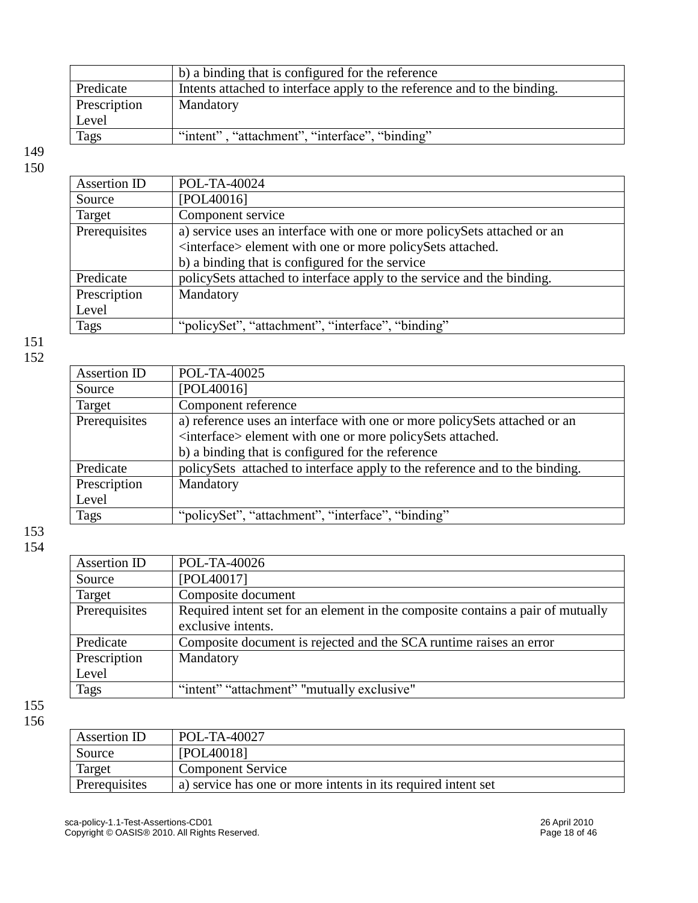| | b) a binding that is configured for the reference |
|---|---|
| Predicate | Intents attached to interface apply to the reference and to the binding. |
| Prescription Level | Mandatory |
| Tags | "intent" , "attachment", "interface", "binding" |

| Assertion ID | POL-TA-40024 |
|---|---|
| Source | [POL40016] |
| Target | Component service |
| Prerequisites | a) service uses an interface with one or more policySets attached or an <interface> element with one or more policySets attached.<br>b) a binding that is configured for the service |
| Predicate | policySets attached to interface apply to the service and the binding. |
| Prescription Level | Mandatory |
| Tags | "policySet", "attachment", "interface", "binding" |

| Assertion ID | POL-TA-40025 |
|---|---|
| Source | [POL40016] |
| Target | Component reference |
| Prerequisites | a) reference uses an interface with one or more policySets attached or an <interface> element with one or more policySets attached.<br>b) a binding that is configured for the reference |
| Predicate | policySets attached to interface apply to the reference and to the binding. |
| Prescription Level | Mandatory |
| Tags | "policySet", "attachment", "interface", "binding" |

| Assertion ID | POL-TA-40026 |
|---|---|
| Source | [POL40017] |
| Target | Composite document |
| Prerequisites | Required intent set for an element in the composite contains a pair of mutually exclusive intents. |
| Predicate | Composite document is rejected and the SCA runtime raises an error |
| Prescription Level | Mandatory |
| Tags | "intent" "attachment" "mutually exclusive" |

| Assertion ID | POL-TA-40027 |
|---|---|
| Source | [POL40018] |
| Target | Component Service |
| Prerequisites | a) service has one or more intents in its required intent set |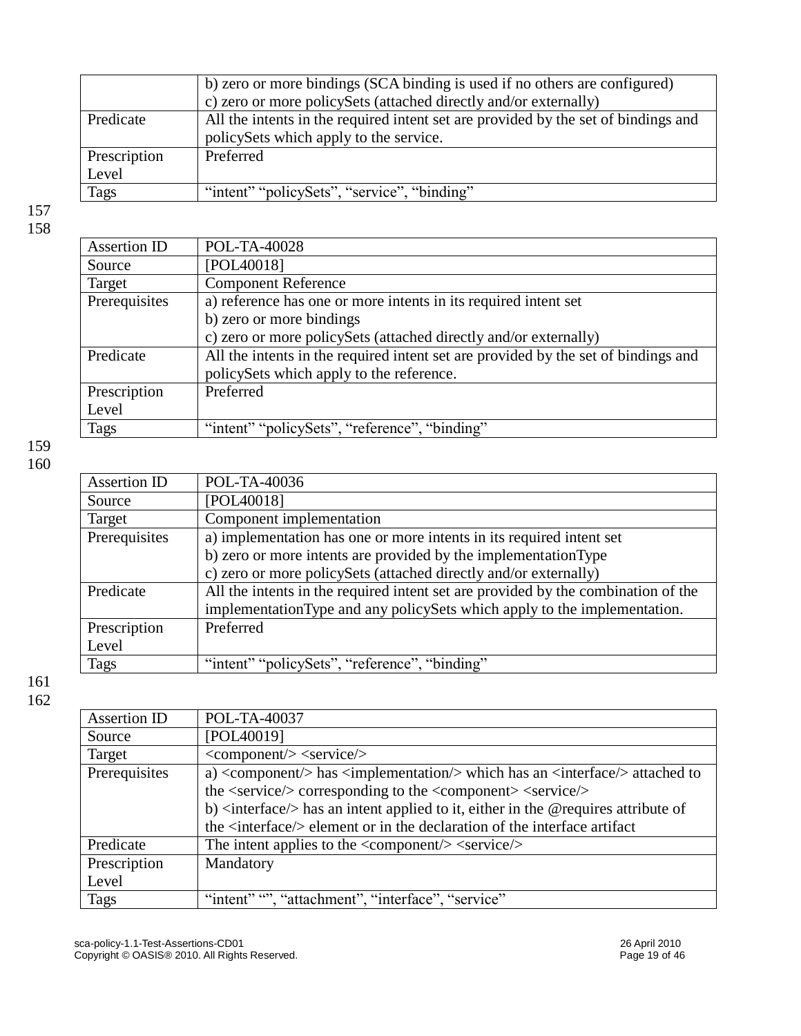| | |
|---|---|
| | b) zero or more bindings (SCA binding is used if no others are configured)<br>c) zero or more policySets (attached directly and/or externally) |
| Predicate | All the intents in the required intent set are provided by the set of bindings and policySets which apply to the service. |
| Prescription Level | Preferred |
| Tags | “intent” “policySets”, “service”, “binding” |

157
158

| | |
|---|---|
| Assertion ID | POL-TA-40028 |
| Source | [POL40018] |
| Target | Component Reference |
| Prerequisites | a) reference has one or more intents in its required intent set<br>b) zero or more bindings<br>c) zero or more policySets (attached directly and/or externally) |
| Predicate | All the intents in the required intent set are provided by the set of bindings and policySets which apply to the reference. |
| Prescription Level | Preferred |
| Tags | “intent” “policySets”, “reference”, “binding” |

159
160

| | |
|---|---|
| Assertion ID | POL-TA-40036 |
| Source | [POL40018] |
| Target | Component implementation |
| Prerequisites | a) implementation has one or more intents in its required intent set<br>b) zero or more intents are provided by the implementationType<br>c) zero or more policySets (attached directly and/or externally) |
| Predicate | All the intents in the required intent set are provided by the combination of the implementationType and any policySets which apply to the implementation. |
| Prescription Level | Preferred |
| Tags | “intent” “policySets”, “reference”, “binding” |

161
162

| | |
|---|---|
| Assertion ID | POL-TA-40037 |
| Source | [POL40019] |
| Target | <component/> <service/> |
| Prerequisites | a) <component/> has <implementation/> which has an <interface/> attached to the <service/> corresponding to the <component> <service/><br>b) <interface/> has an intent applied to it, either in the @requires attribute of the <interface/> element or in the declaration of the interface artifact |
| Predicate | The intent applies to the <component/> <service/> |
| Prescription Level | Mandatory |
| Tags | “intent” “”, “attachment”, “interface”, “service” |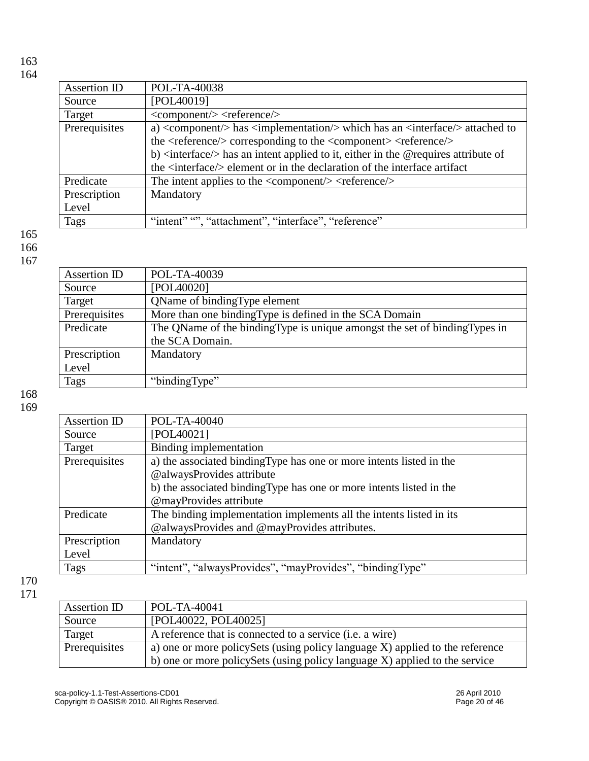| Assertion ID | POL-TA-40038 |
| --- | --- |
| Source | [POL40019] |
| Target | <component/> <reference/> |
| Prerequisites | a) <component/> has <implementation/> which has an <interface/> attached to the <reference/> corresponding to the <component> <reference/><br>b) <interface/> has an intent applied to it, either in the @requires attribute of the <interface/> element or in the declaration of the interface artifact |
| Predicate | The intent applies to the <component/> <reference/> |
| Prescription Level | Mandatory |
| Tags | “intent” “”, “attachment”, “interface”, “reference” |

| Assertion ID | POL-TA-40039 |
| --- | --- |
| Source | [POL40020] |
| Target | QName of bindingType element |
| Prerequisites | More than one bindingType is defined in the SCA Domain |
| Predicate | The QName of the bindingType is unique amongst the set of bindingTypes in the SCA Domain. |
| Prescription Level | Mandatory |
| Tags | “bindingType” |

| Assertion ID | POL-TA-40040 |
| --- | --- |
| Source | [POL40021] |
| Target | Binding implementation |
| Prerequisites | a) the associated bindingType has one or more intents listed in the @alwaysProvides attribute<br>b) the associated bindingType has one or more intents listed in the @mayProvides attribute |
| Predicate | The binding implementation implements all the intents listed in its @alwaysProvides and @mayProvides attributes. |
| Prescription Level | Mandatory |
| Tags | “intent”, “alwaysProvides”, “mayProvides”, “bindingType” |

| Assertion ID | POL-TA-40041 |
| --- | --- |
| Source | [POL40022, POL40025] |
| Target | A reference that is connected to a service (i.e. a wire) |
| Prerequisites | a) one or more policySets (using policy language X) applied to the reference<br>b) one or more policySets (using policy language X) applied to the service |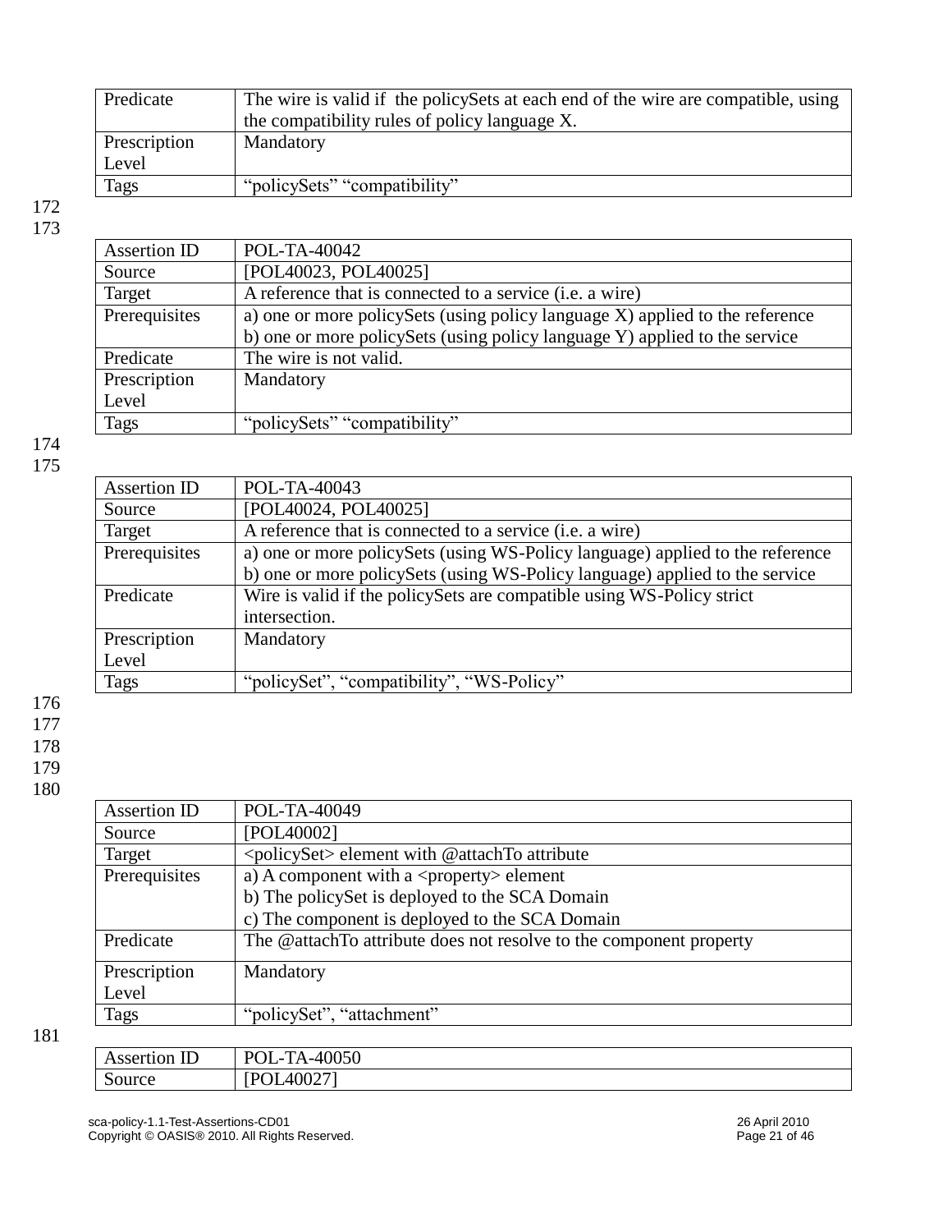| Predicate | The wire is valid if the policySets at each end of the wire are compatible, using the compatibility rules of policy language X. |
|---|---|
| Prescription Level | Mandatory |
| Tags | "policySets" "compatibility" |

| Assertion ID | POL-TA-40042 |
|---|---|
| Source | [POL40023, POL40025] |
| Target | A reference that is connected to a service (i.e. a wire) |
| Prerequisites | a) one or more policySets (using policy language X) applied to the reference<br>b) one or more policySets (using policy language Y) applied to the service |
| Predicate | The wire is not valid. |
| Prescription Level | Mandatory |
| Tags | "policySets" "compatibility" |

| Assertion ID | POL-TA-40043 |
|---|---|
| Source | [POL40024, POL40025] |
| Target | A reference that is connected to a service (i.e. a wire) |
| Prerequisites | a) one or more policySets (using WS-Policy language) applied to the reference<br>b) one or more policySets (using WS-Policy language) applied to the service |
| Predicate | Wire is valid if the policySets are compatible using WS-Policy strict intersection. |
| Prescription Level | Mandatory |
| Tags | "policySet", "compatibility", "WS-Policy" |

| Assertion ID | POL-TA-40049 |
|---|---|
| Source | [POL40002] |
| Target | <policySet> element with @attachTo attribute |
| Prerequisites | a) A component with a <property> element<br>b) The policySet is deployed to the SCA Domain<br>c) The component is deployed to the SCA Domain |
| Predicate | The @attachTo attribute does not resolve to the component property |
| Prescription Level | Mandatory |
| Tags | "policySet", "attachment" |

| Assertion ID | POL-TA-40050 |
|---|---|
| Source | [POL40027] |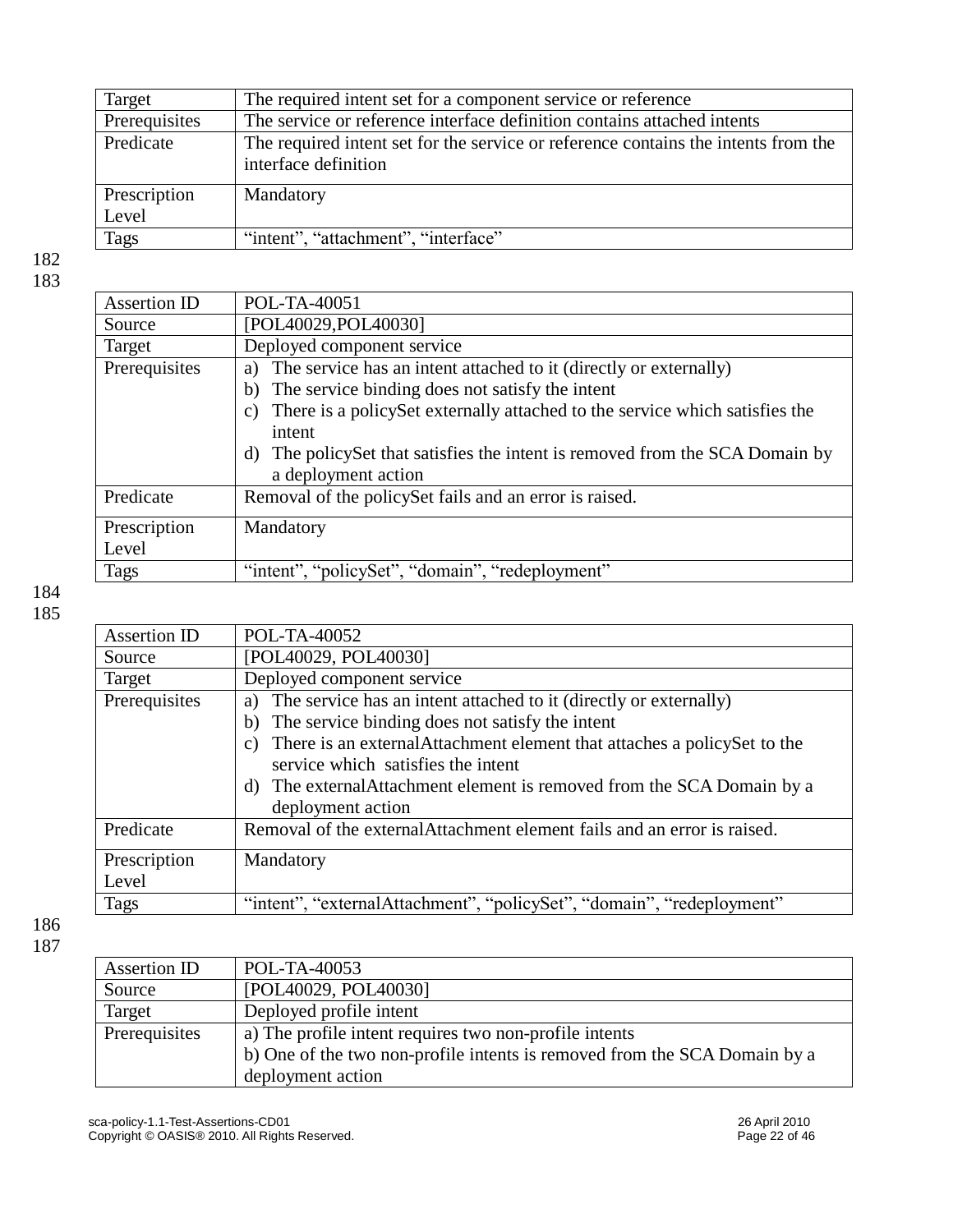| | |
|---|---|
| Target | The required intent set for a component service or reference |
| Prerequisites | The service or reference interface definition contains attached intents |
| Predicate | The required intent set for the service or reference contains the intents from the interface definition |
| Prescription Level | Mandatory |
| Tags | “intent”, “attachment”, “interface” |

| | |
|---|---|
| Assertion ID | POL-TA-40051 |
| Source | [POL40029,POL40030] |
| Target | Deployed component service |
| Prerequisites | a) The service has an intent attached to it (directly or externally)<br>b) The service binding does not satisfy the intent<br>c) There is a policySet externally attached to the service which satisfies the intent<br>d) The policySet that satisfies the intent is removed from the SCA Domain by a deployment action |
| Predicate | Removal of the policySet fails and an error is raised. |
| Prescription Level | Mandatory |
| Tags | “intent”, “policySet”, “domain”, “redeployment” |

| | |
|---|---|
| Assertion ID | POL-TA-40052 |
| Source | [POL40029, POL40030] |
| Target | Deployed component service |
| Prerequisites | a) The service has an intent attached to it (directly or externally)<br>b) The service binding does not satisfy the intent<br>c) There is an externalAttachment element that attaches a policySet to the service which satisfies the intent<br>d) The externalAttachment element is removed from the SCA Domain by a deployment action |
| Predicate | Removal of the externalAttachment element fails and an error is raised. |
| Prescription Level | Mandatory |
| Tags | “intent”, “externalAttachment”, “policySet”, “domain”, “redeployment” |

| | |
|---|---|
| Assertion ID | POL-TA-40053 |
| Source | [POL40029, POL40030] |
| Target | Deployed profile intent |
| Prerequisites | a) The profile intent requires two non-profile intents<br>b) One of the two non-profile intents is removed from the SCA Domain by a deployment action |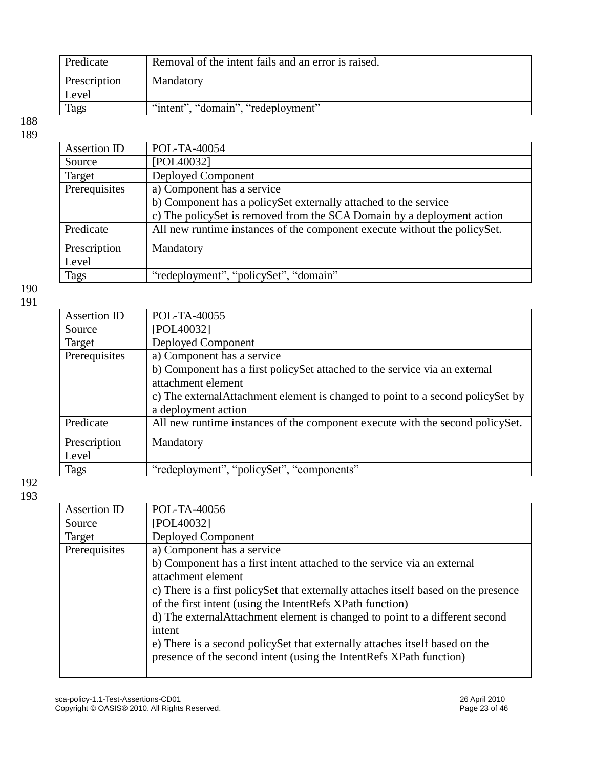| Predicate | Removal of the intent fails and an error is raised. |
|---|---|
| Prescription Level | Mandatory |
| Tags | “intent”, “domain”, “redeployment” |

188
189

| Assertion ID | POL-TA-40054 |
|---|---|
| Source | [POL40032] |
| Target | Deployed Component |
| Prerequisites | a) Component has a service<br>b) Component has a policySet externally attached to the service<br>c) The policySet is removed from the SCA Domain by a deployment action |
| Predicate | All new runtime instances of the component execute without the policySet. |
| Prescription Level | Mandatory |
| Tags | “redeployment”, “policySet”, “domain” |

190
191

| Assertion ID | POL-TA-40055 |
|---|---|
| Source | [POL40032] |
| Target | Deployed Component |
| Prerequisites | a) Component has a service<br>b) Component has a first policySet attached to the service via an external attachment element<br>c) The externalAttachment element is changed to point to a second policySet by a deployment action |
| Predicate | All new runtime instances of the component execute with the second policySet. |
| Prescription Level | Mandatory |
| Tags | “redeployment”, “policySet”, “components” |

192
193

| Assertion ID | POL-TA-40056 |
|---|---|
| Source | [POL40032] |
| Target | Deployed Component |
| Prerequisites | a) Component has a service<br>b) Component has a first intent attached to the service via an external attachment element<br>c) There is a first policySet that externally attaches itself based on the presence of the first intent (using the IntentRefs XPath function)<br>d) The externalAttachment element is changed to point to a different second intent<br>e) There is a second policySet that externally attaches itself based on the presence of the second intent (using the IntentRefs XPath function) |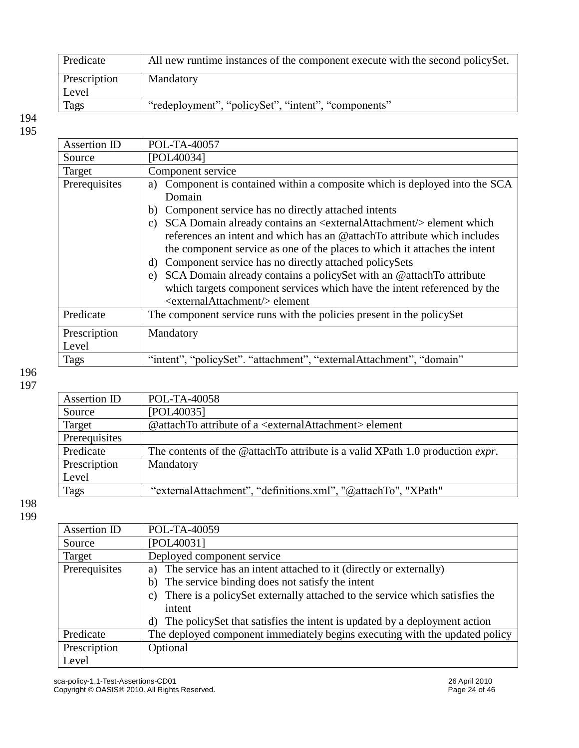| Predicate | All new runtime instances of the component execute with the second policySet. |
|---|---|
| Prescription Level | Mandatory |
| Tags | “redeployment”, “policySet”, “intent”, “components” |

| Assertion ID | POL-TA-40057 |
|---|---|
| Source | [POL40034] |
| Target | Component service |
| Prerequisites | a) Component is contained within a composite which is deployed into the SCA Domain<br>b) Component service has no directly attached intents<br>c) SCA Domain already contains an <externalAttachment/> element which references an intent and which has an @attachTo attribute which includes the component service as one of the places to which it attaches the intent<br>d) Component service has no directly attached policySets<br>e) SCA Domain already contains a policySet with an @attachTo attribute which targets component services which have the intent referenced by the <externalAttachment/> element |
| Predicate | The component service runs with the policies present in the policySet |
| Prescription Level | Mandatory |
| Tags | “intent”, “policySet”. “attachment”, “externalAttachment”, “domain” |

| Assertion ID | POL-TA-40058 |
|---|---|
| Source | [POL40035] |
| Target | @attachTo attribute of a <externalAttachment> element |
| Prerequisites | |
| Predicate | The contents of the @attachTo attribute is a valid XPath 1.0 production *expr*. |
| Prescription Level | Mandatory |
| Tags | “externalAttachment”, “definitions.xml”, "@attachTo", "XPath" |

| Assertion ID | POL-TA-40059 |
|---|---|
| Source | [POL40031] |
| Target | Deployed component service |
| Prerequisites | a) The service has an intent attached to it (directly or externally)<br>b) The service binding does not satisfy the intent<br>c) There is a policySet externally attached to the service which satisfies the intent<br>d) The policySet that satisfies the intent is updated by a deployment action |
| Predicate | The deployed component immediately begins executing with the updated policy |
| Prescription Level | Optional |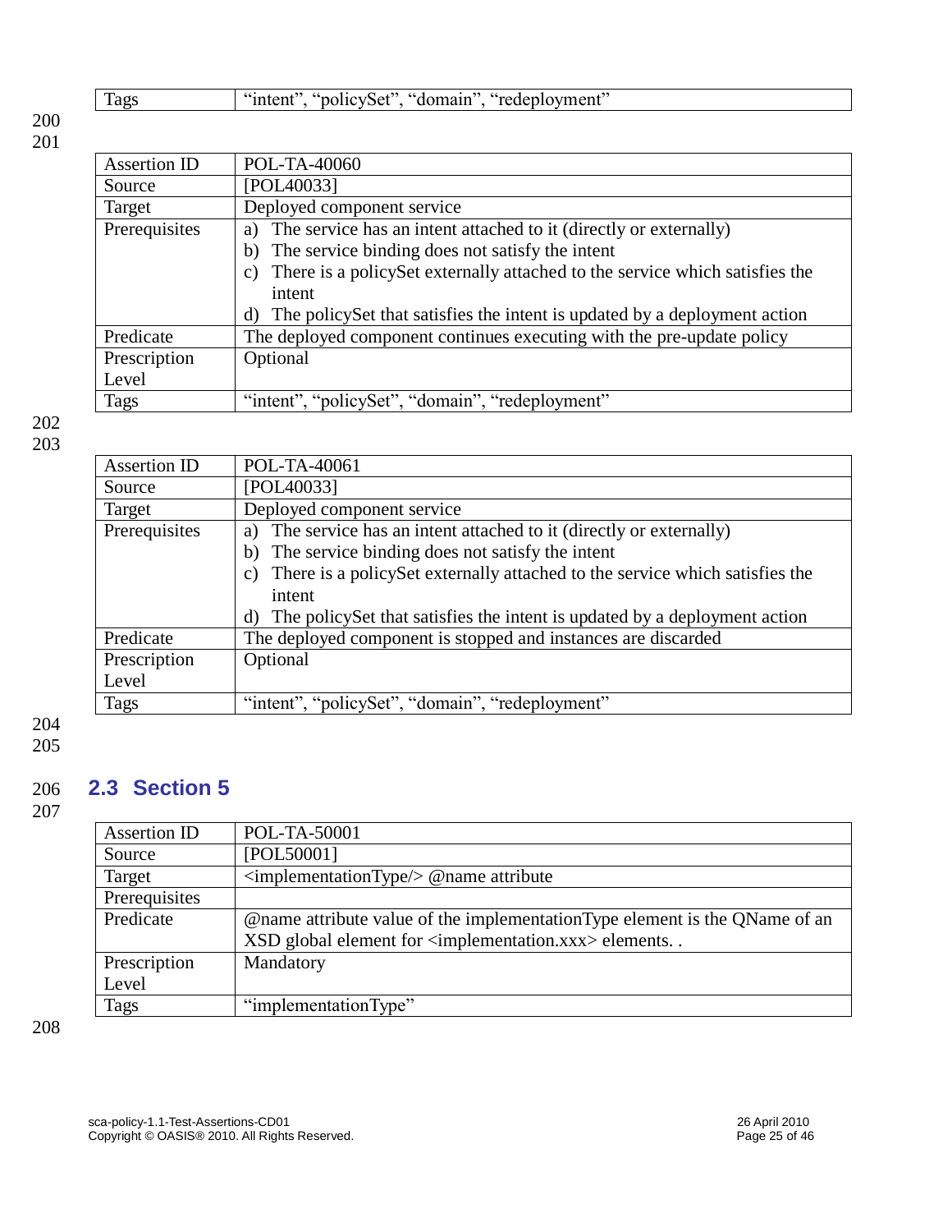| Tags | "intent", "policySet", "domain", "redeployment" |
|---|---|

| Assertion ID | POL-TA-40060 |
|---|---|
| Source | [POL40033] |
| Target | Deployed component service |
| Prerequisites | a) The service has an intent attached to it (directly or externally)<br>b) The service binding does not satisfy the intent<br>c) There is a policySet externally attached to the service which satisfies the intent<br>d) The policySet that satisfies the intent is updated by a deployment action |
| Predicate | The deployed component continues executing with the pre-update policy |
| Prescription Level | Optional |
| Tags | "intent", "policySet", "domain", "redeployment" |

| Assertion ID | POL-TA-40061 |
|---|---|
| Source | [POL40033] |
| Target | Deployed component service |
| Prerequisites | a) The service has an intent attached to it (directly or externally)<br>b) The service binding does not satisfy the intent<br>c) There is a policySet externally attached to the service which satisfies the intent<br>d) The policySet that satisfies the intent is updated by a deployment action |
| Predicate | The deployed component is stopped and instances are discarded |
| Prescription Level | Optional |
| Tags | "intent", "policySet", "domain", "redeployment" |

## 2.3 Section 5

| Assertion ID | POL-TA-50001 |
|---|---|
| Source | [POL50001] |
| Target | <implementationType/> @name attribute |
| Prerequisites | |
| Predicate | @name attribute value of the implementationType element is the QName of an XSD global element for <implementation.xxx> elements. . |
| Prescription Level | Mandatory |
| Tags | "implementationType" |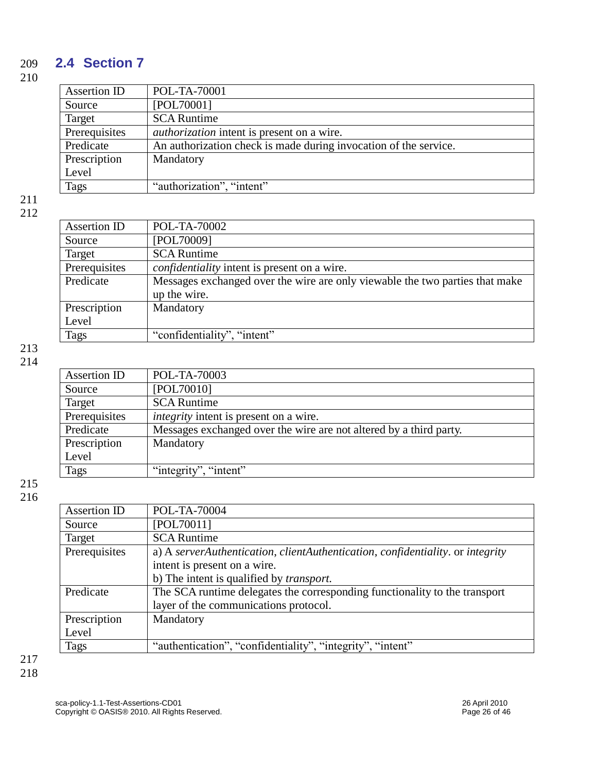## 2.4 Section 7

| Assertion ID | POL-TA-70001 |
|---|---|
| Source | [POL70001] |
| Target | SCA Runtime |
| Prerequisites | *authorization* intent is present on a wire. |
| Predicate | An authorization check is made during invocation of the service. |
| Prescription Level | Mandatory |
| Tags | “authorization”, “intent” |

| Assertion ID | POL-TA-70002 |
|---|---|
| Source | [POL70009] |
| Target | SCA Runtime |
| Prerequisites | *confidentiality* intent is present on a wire. |
| Predicate | Messages exchanged over the wire are only viewable the two parties that make up the wire. |
| Prescription Level | Mandatory |
| Tags | “confidentiality”, “intent” |

| Assertion ID | POL-TA-70003 |
|---|---|
| Source | [POL70010] |
| Target | SCA Runtime |
| Prerequisites | *integrity* intent is present on a wire. |
| Predicate | Messages exchanged over the wire are not altered by a third party. |
| Prescription Level | Mandatory |
| Tags | “integrity”, “intent” |

| Assertion ID | POL-TA-70004 |
|---|---|
| Source | [POL70011] |
| Target | SCA Runtime |
| Prerequisites | a) A *serverAuthentication*, *clientAuthentication*, *confidentiality*. or *integrity* intent is present on a wire.<br>b) The intent is qualified by *transport.* |
| Predicate | The SCA runtime delegates the corresponding functionality to the transport layer of the communications protocol. |
| Prescription Level | Mandatory |
| Tags | “authentication”, “confidentiality”, “integrity”, “intent” |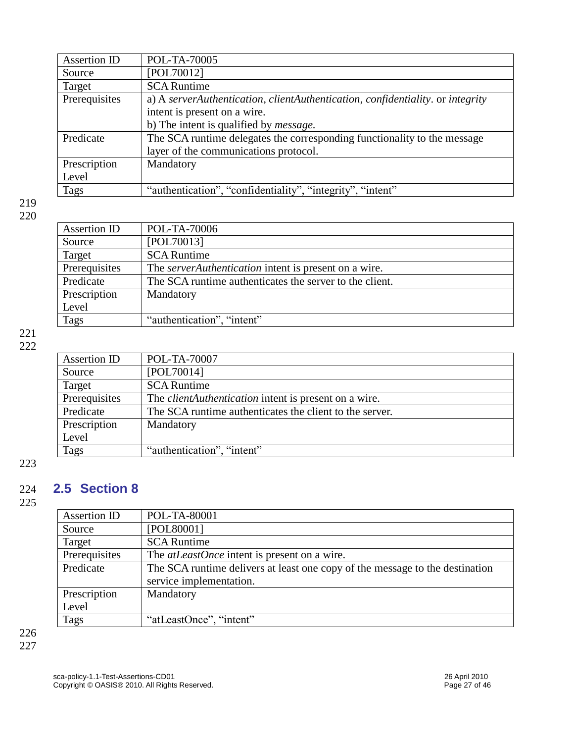| Assertion ID | POL-TA-70005 |
| --- | --- |
| Source | [POL70012] |
| Target | SCA Runtime |
| Prerequisites | a) A *serverAuthentication*, *clientAuthentication*, *confidentiality*. or *integrity* intent is present on a wire.<br>b) The intent is qualified by *message.* |
| Predicate | The SCA runtime delegates the corresponding functionality to the message layer of the communications protocol. |
| Prescription Level | Mandatory |
| Tags | “authentication”, “confidentiality”, “integrity”, “intent” |

| Assertion ID | POL-TA-70006 |
| --- | --- |
| Source | [POL70013] |
| Target | SCA Runtime |
| Prerequisites | The *serverAuthentication* intent is present on a wire. |
| Predicate | The SCA runtime authenticates the server to the client. |
| Prescription Level | Mandatory |
| Tags | “authentication”, “intent” |

| Assertion ID | POL-TA-70007 |
| --- | --- |
| Source | [POL70014] |
| Target | SCA Runtime |
| Prerequisites | The *clientAuthentication* intent is present on a wire. |
| Predicate | The SCA runtime authenticates the client to the server. |
| Prescription Level | Mandatory |
| Tags | “authentication”, “intent” |

## 2.5 Section 8

| Assertion ID | POL-TA-80001 |
| --- | --- |
| Source | [POL80001] |
| Target | SCA Runtime |
| Prerequisites | The *atLeastOnce* intent is present on a wire. |
| Predicate | The SCA runtime delivers at least one copy of the message to the destination service implementation. |
| Prescription Level | Mandatory |
| Tags | “atLeastOnce”, “intent” |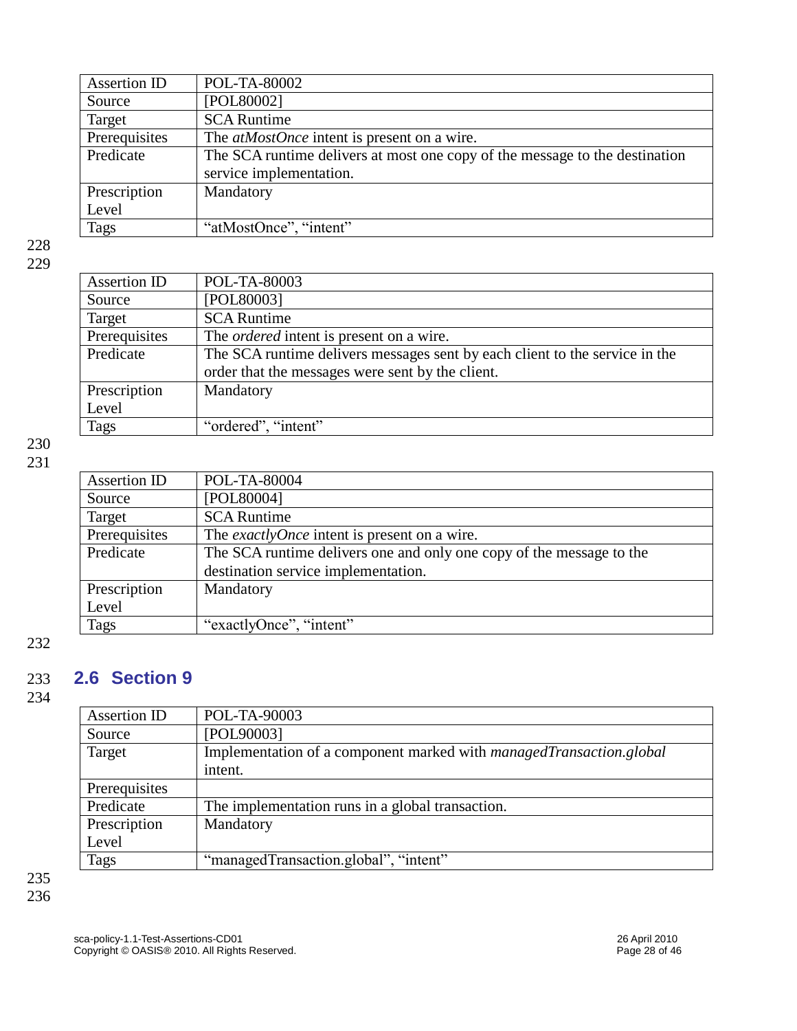| Assertion ID | POL-TA-80002 |
|---|---|
| Source | [POL80002] |
| Target | SCA Runtime |
| Prerequisites | The *atMostOnce* intent is present on a wire. |
| Predicate | The SCA runtime delivers at most one copy of the message to the destination service implementation. |
| Prescription Level | Mandatory |
| Tags | “atMostOnce”, “intent” |

| Assertion ID | POL-TA-80003 |
|---|---|
| Source | [POL80003] |
| Target | SCA Runtime |
| Prerequisites | The *ordered* intent is present on a wire. |
| Predicate | The SCA runtime delivers messages sent by each client to the service in the order that the messages were sent by the client. |
| Prescription Level | Mandatory |
| Tags | “ordered”, “intent” |

| Assertion ID | POL-TA-80004 |
|---|---|
| Source | [POL80004] |
| Target | SCA Runtime |
| Prerequisites | The *exactlyOnce* intent is present on a wire. |
| Predicate | The SCA runtime delivers one and only one copy of the message to the destination service implementation. |
| Prescription Level | Mandatory |
| Tags | “exactlyOnce”, “intent” |

## 2.6 Section 9

| Assertion ID | POL-TA-90003 |
|---|---|
| Source | [POL90003] |
| Target | Implementation of a component marked with *managedTransaction.global* intent. |
| Prerequisites | |
| Predicate | The implementation runs in a global transaction. |
| Prescription Level | Mandatory |
| Tags | “managedTransaction.global”, “intent” |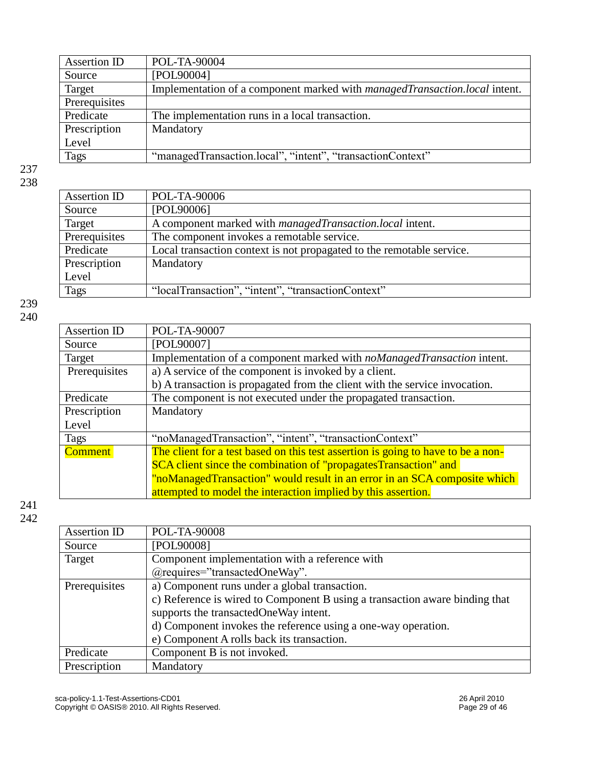| Assertion ID | POL-TA-90004 |
|---|---|
| Source | [POL90004] |
| Target | Implementation of a component marked with *managedTransaction.local* intent. |
| Prerequisites | |
| Predicate | The implementation runs in a local transaction. |
| Prescription Level | Mandatory |
| Tags | “managedTransaction.local”, “intent”, “transactionContext” |

237
238

| Assertion ID | POL-TA-90006 |
|---|---|
| Source | [POL90006] |
| Target | A component marked with *managedTransaction.local* intent. |
| Prerequisites | The component invokes a remotable service. |
| Predicate | Local transaction context is not propagated to the remotable service. |
| Prescription Level | Mandatory |
| Tags | “localTransaction”, “intent”, “transactionContext” |

239
240

| Assertion ID | POL-TA-90007 |
|---|---|
| Source | [POL90007] |
| Target | Implementation of a component marked with *noManagedTransaction* intent. |
| Prerequisites | a) A service of the component is invoked by a client.<br>b) A transaction is propagated from the client with the service invocation. |
| Predicate | The component is not executed under the propagated transaction. |
| Prescription Level | Mandatory |
| Tags | “noManagedTransaction”, “intent”, “transactionContext” |
| Comment | The client for a test based on this test assertion is going to have to be a non-SCA client since the combination of "propagatesTransaction" and "noManagedTransaction" would result in an error in an SCA composite which attempted to model the interaction implied by this assertion. |

241
242

| Assertion ID | POL-TA-90008 |
|---|---|
| Source | [POL90008] |
| Target | Component implementation with a reference with @requires=”transactedOneWay”. |
| Prerequisites | a) Component runs under a global transaction.<br>c) Reference is wired to Component B using a transaction aware binding that supports the transactedOneWay intent.<br>d) Component invokes the reference using a one-way operation.<br>e) Component A rolls back its transaction. |
| Predicate | Component B is not invoked. |
| Prescription | Mandatory |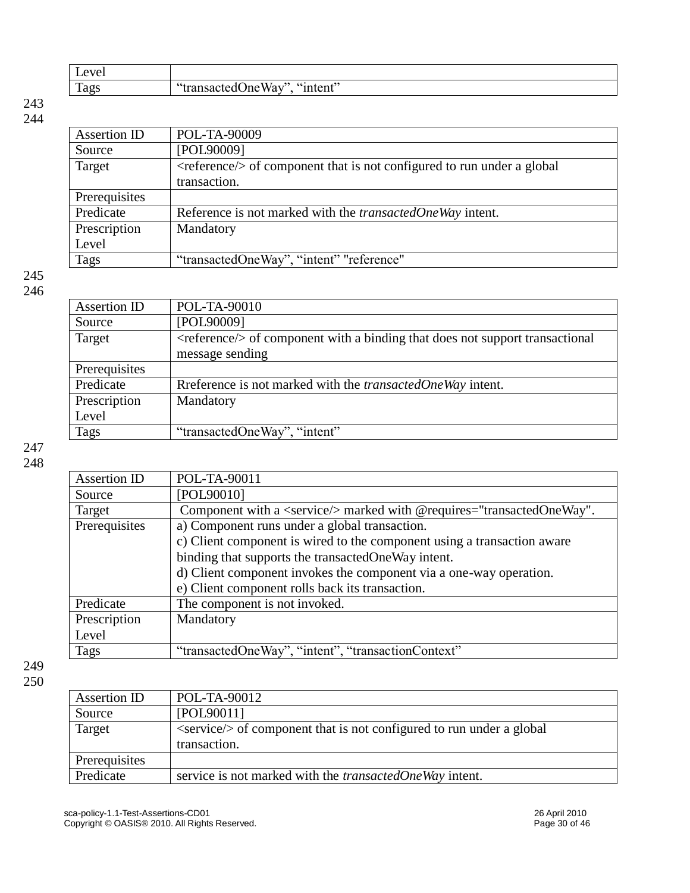| Level | |
|---|---|
| Tags | “transactedOneWay”, “intent” |

243
244

| Assertion ID | POL-TA-90009 |
|---|---|
| Source | [POL90009] |
| Target | <reference/> of component that is not configured to run under a global transaction. |
| Prerequisites | |
| Predicate | Reference is not marked with the *transactedOneWay* intent. |
| Prescription Level | Mandatory |
| Tags | “transactedOneWay”, “intent” "reference" |

245
246

| Assertion ID | POL-TA-90010 |
|---|---|
| Source | [POL90009] |
| Target | <reference/> of component with a binding that does not support transactional message sending |
| Prerequisites | |
| Predicate | Rreference is not marked with the *transactedOneWay* intent. |
| Prescription Level | Mandatory |
| Tags | “transactedOneWay”, “intent” |

247
248

| Assertion ID | POL-TA-90011 |
|---|---|
| Source | [POL90010] |
| Target | Component with a <service/> marked with @requires="transactedOneWay". |
| Prerequisites | a) Component runs under a global transaction.<br>c) Client component is wired to the component using a transaction aware binding that supports the transactedOneWay intent.<br>d) Client component invokes the component via a one-way operation.<br>e) Client component rolls back its transaction. |
| Predicate | The component is not invoked. |
| Prescription Level | Mandatory |
| Tags | “transactedOneWay”, “intent”, “transactionContext” |

249
250

| Assertion ID | POL-TA-90012 |
|---|---|
| Source | [POL90011] |
| Target | <service/> of component that is not configured to run under a global transaction. |
| Prerequisites | |
| Predicate | service is not marked with the *transactedOneWay* intent. |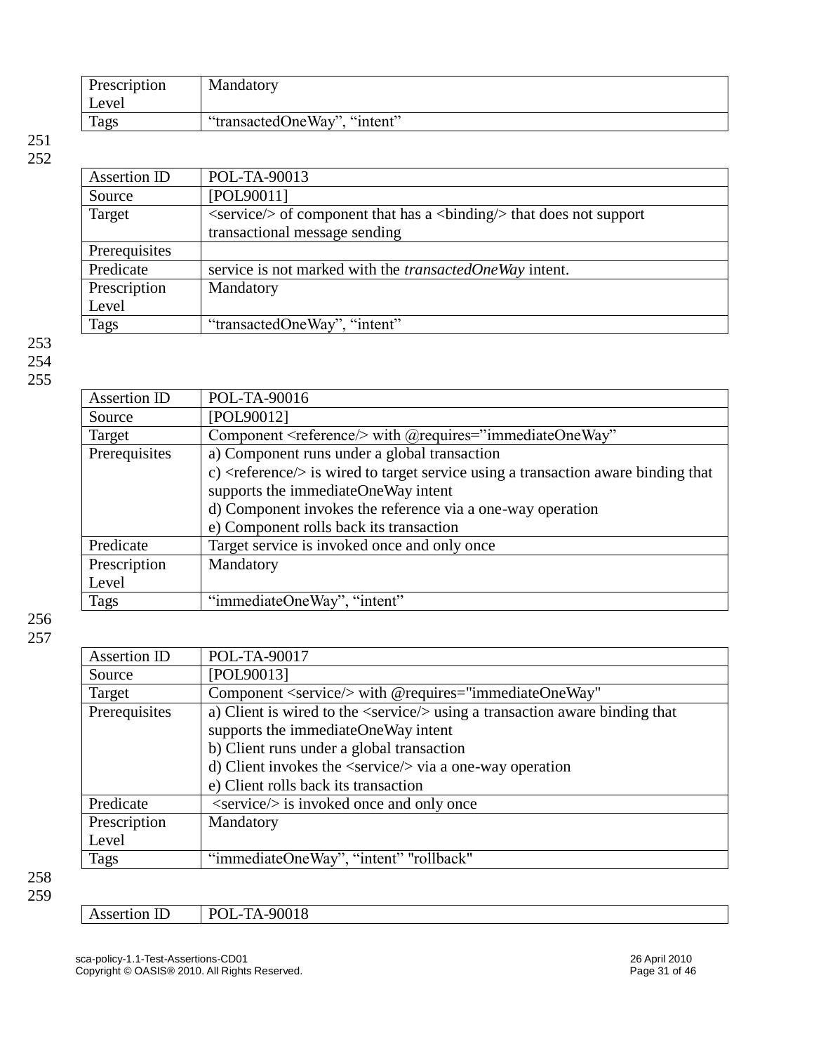| Prescription Level | Mandatory |
|---|---|
| Tags | “transactedOneWay”, “intent” |

| Assertion ID | POL-TA-90013 |
|---|---|
| Source | [POL90011] |
| Target | <service/> of component that has a <binding/> that does not support transactional message sending |
| Prerequisites | |
| Predicate | service is not marked with the *transactedOneWay* intent. |
| Prescription Level | Mandatory |
| Tags | “transactedOneWay”, “intent” |

| Assertion ID | POL-TA-90016 |
|---|---|
| Source | [POL90012] |
| Target | Component <reference/> with @requires=”immediateOneWay” |
| Prerequisites | a) Component runs under a global transaction<br>c) <reference/> is wired to target service using a transaction aware binding that supports the immediateOneWay intent<br>d) Component invokes the reference via a one-way operation<br>e) Component rolls back its transaction |
| Predicate | Target service is invoked once and only once |
| Prescription Level | Mandatory |
| Tags | “immediateOneWay”, “intent” |

| Assertion ID | POL-TA-90017 |
|---|---|
| Source | [POL90013] |
| Target | Component <service/> with @requires="immediateOneWay" |
| Prerequisites | a) Client is wired to the <service/> using a transaction aware binding that supports the immediateOneWay intent<br>b) Client runs under a global transaction<br>d) Client invokes the <service/> via a one-way operation<br>e) Client rolls back its transaction |
| Predicate | <service/> is invoked once and only once |
| Prescription Level | Mandatory |
| Tags | “immediateOneWay”, “intent” "rollback" |

| Assertion ID | POL-TA-90018 |
|---|---|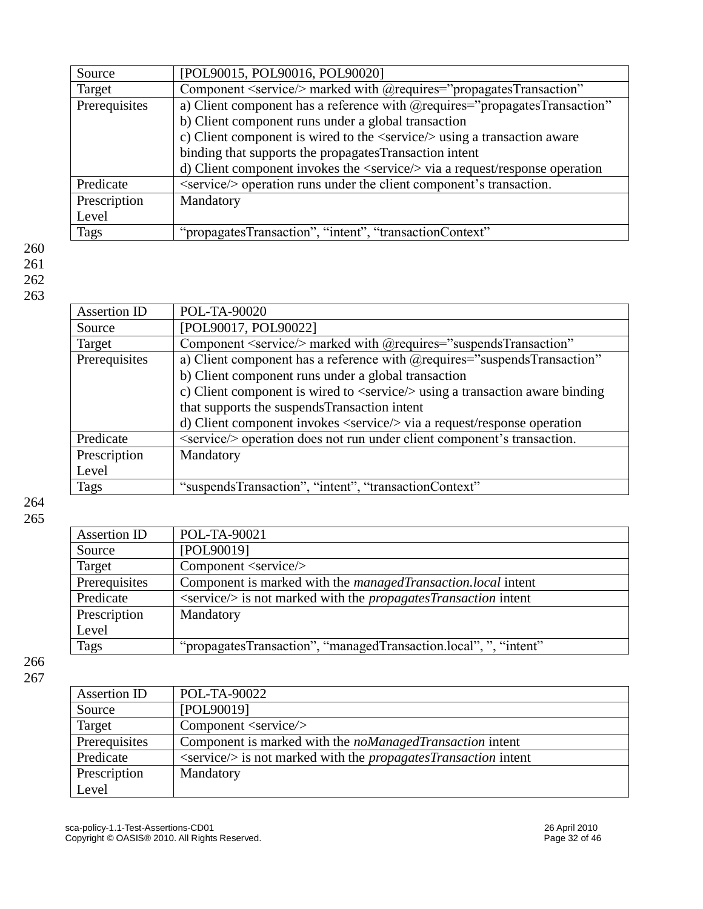| Source | [POL90015, POL90016, POL90020] |
|---|---|
| Target | Component <service/> marked with @requires="propagatesTransaction" |
| Prerequisites | a) Client component has a reference with @requires="propagatesTransaction"<br>b) Client component runs under a global transaction<br>c) Client component is wired to the <service/> using a transaction aware binding that supports the propagatesTransaction intent<br>d) Client component invokes the <service/> via a request/response operation |
| Predicate | <service/> operation runs under the client component's transaction. |
| Prescription Level | Mandatory |
| Tags | "propagatesTransaction", "intent", "transactionContext" |

| Assertion ID | POL-TA-90020 |
|---|---|
| Source | [POL90017, POL90022] |
| Target | Component <service/> marked with @requires="suspendsTransaction" |
| Prerequisites | a) Client component has a reference with @requires="suspendsTransaction"<br>b) Client component runs under a global transaction<br>c) Client component is wired to <service/> using a transaction aware binding that supports the suspendsTransaction intent<br>d) Client component invokes <service/> via a request/response operation |
| Predicate | <service/> operation does not run under client component's transaction. |
| Prescription Level | Mandatory |
| Tags | "suspendsTransaction", "intent", "transactionContext" |

| Assertion ID | POL-TA-90021 |
|---|---|
| Source | [POL90019] |
| Target | Component <service/> |
| Prerequisites | Component is marked with the *managedTransaction.local* intent |
| Predicate | <service/> is not marked with the *propagatesTransaction* intent |
| Prescription Level | Mandatory |
| Tags | "propagatesTransaction", "managedTransaction.local", ", "intent" |

| Assertion ID | POL-TA-90022 |
|---|---|
| Source | [POL90019] |
| Target | Component <service/> |
| Prerequisites | Component is marked with the *noManagedTransaction* intent |
| Predicate | <service/> is not marked with the *propagatesTransaction* intent |
| Prescription Level | Mandatory |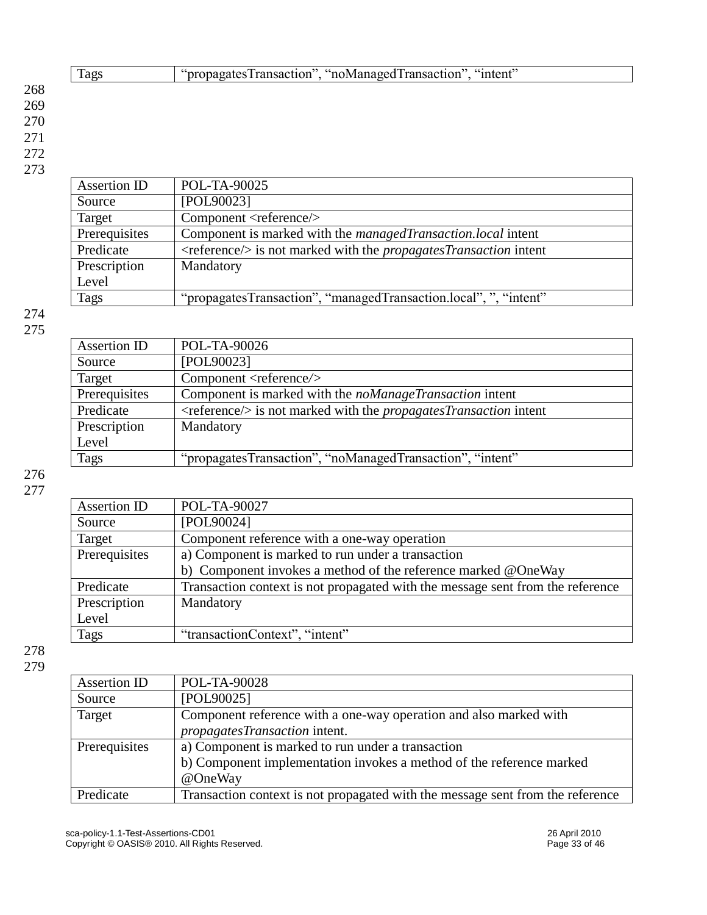| Tags | "propagatesTransaction", "noManagedTransaction", "intent" |
|---|---|

268
269
270
271
272
273

| Assertion ID | POL-TA-90025 |
|---|---|
| Source | [POL90023] |
| Target | Component <reference/> |
| Prerequisites | Component is marked with the *managedTransaction.local* intent |
| Predicate | <reference/> is not marked with the *propagatesTransaction* intent |
| Prescription Level | Mandatory |
| Tags | "propagatesTransaction", "managedTransaction.local", ", "intent" |

274
275

| Assertion ID | POL-TA-90026 |
|---|---|
| Source | [POL90023] |
| Target | Component <reference/> |
| Prerequisites | Component is marked with the *noManageTransaction* intent |
| Predicate | <reference/> is not marked with the *propagatesTransaction* intent |
| Prescription Level | Mandatory |
| Tags | "propagatesTransaction", "noManagedTransaction", "intent" |

276
277

| Assertion ID | POL-TA-90027 |
|---|---|
| Source | [POL90024] |
| Target | Component reference with a one-way operation |
| Prerequisites | a) Component is marked to run under a transaction<br>b) Component invokes a method of the reference marked @OneWay |
| Predicate | Transaction context is not propagated with the message sent from the reference |
| Prescription Level | Mandatory |
| Tags | "transactionContext", "intent" |

278
279

| Assertion ID | POL-TA-90028 |
|---|---|
| Source | [POL90025] |
| Target | Component reference with a one-way operation and also marked with *propagatesTransaction* intent. |
| Prerequisites | a) Component is marked to run under a transaction<br>b) Component implementation invokes a method of the reference marked @OneWay |
| Predicate | Transaction context is not propagated with the message sent from the reference |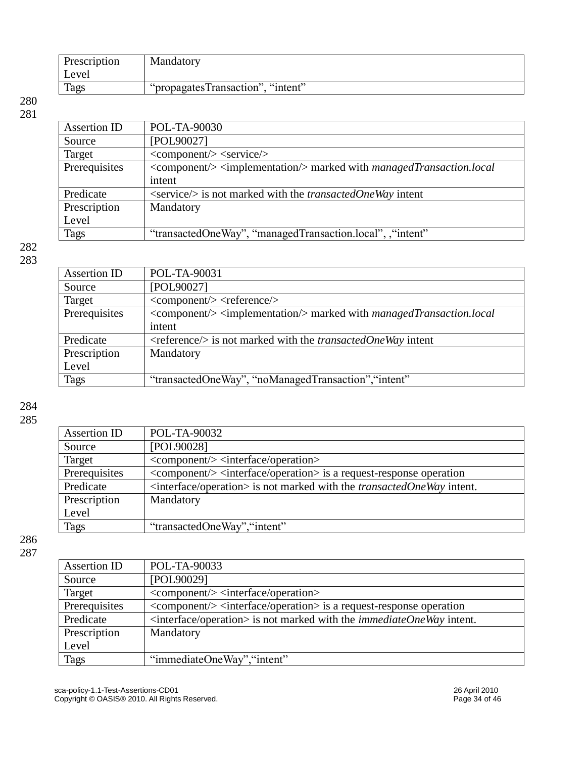| Prescription Level | Mandatory |
| --- | --- |
| Tags | “propagatesTransaction”, “intent” |

| Assertion ID | POL-TA-90030 |
| --- | --- |
| Source | [POL90027] |
| Target | <component/> <service/> |
| Prerequisites | <component/> <implementation/> marked with *managedTransaction.local* intent |
| Predicate | <service/> is not marked with the *transactedOneWay* intent |
| Prescription Level | Mandatory |
| Tags | “transactedOneWay”, “managedTransaction.local”, ,“intent” |

| Assertion ID | POL-TA-90031 |
| --- | --- |
| Source | [POL90027] |
| Target | <component/> <reference/> |
| Prerequisites | <component/> <implementation/> marked with *managedTransaction.local* intent |
| Predicate | <reference/> is not marked with the *transactedOneWay* intent |
| Prescription Level | Mandatory |
| Tags | “transactedOneWay”, “noManagedTransaction”,“intent” |

| Assertion ID | POL-TA-90032 |
| --- | --- |
| Source | [POL90028] |
| Target | <component/> <interface/operation> |
| Prerequisites | <component/> <interface/operation> is a request-response operation |
| Predicate | <interface/operation> is not marked with the *transactedOneWay* intent. |
| Prescription Level | Mandatory |
| Tags | “transactedOneWay”,“intent” |

| Assertion ID | POL-TA-90033 |
| --- | --- |
| Source | [POL90029] |
| Target | <component/> <interface/operation> |
| Prerequisites | <component/> <interface/operation> is a request-response operation |
| Predicate | <interface/operation> is not marked with the *immediateOneWay* intent. |
| Prescription Level | Mandatory |
| Tags | “immediateOneWay”,“intent” |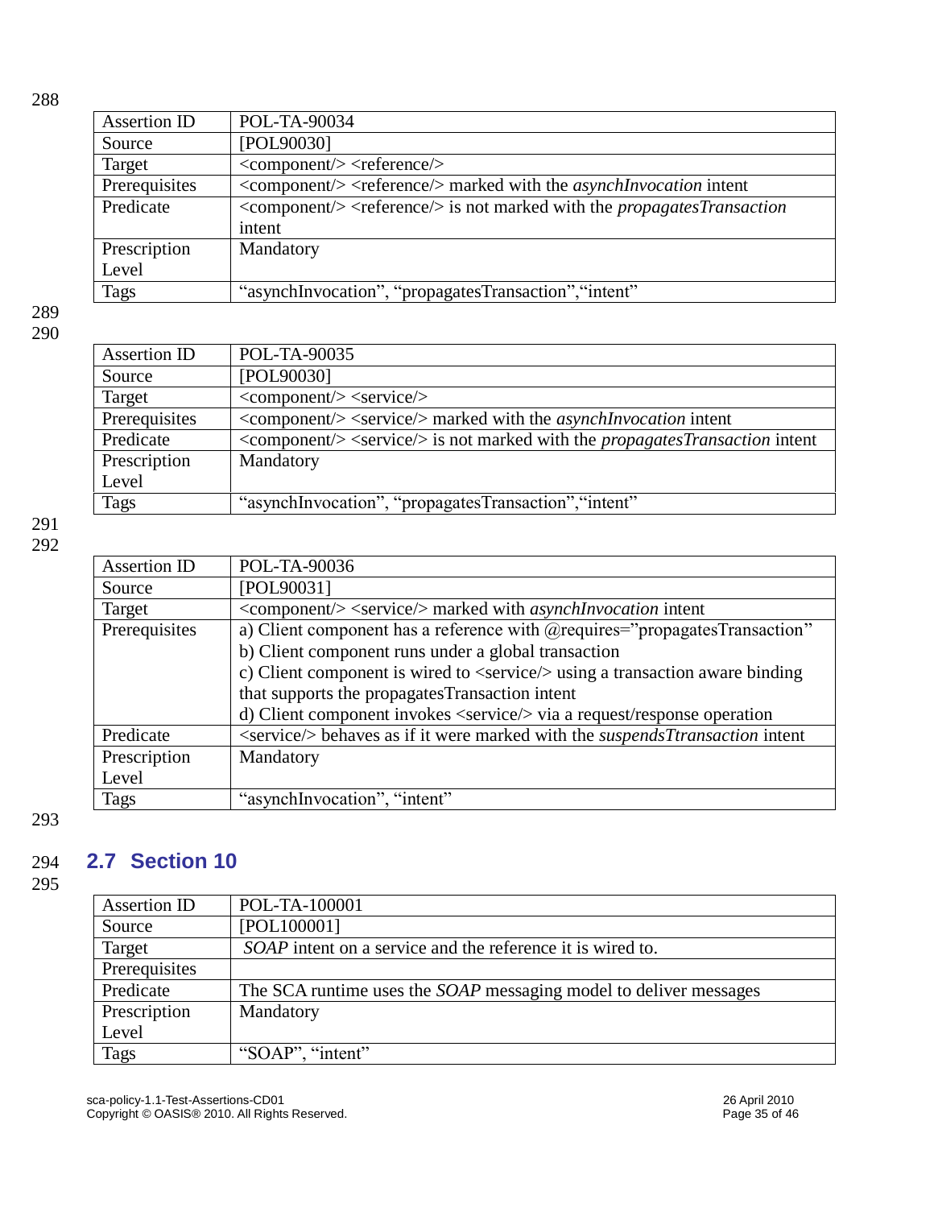| Assertion ID | POL-TA-90034 |
|---|---|
| Source | [POL90030] |
| Target | <component/> <reference/> |
| Prerequisites | <component/> <reference/> marked with the *asynchInvocation* intent |
| Predicate | <component/> <reference/> is not marked with the *propagatesTransaction* intent |
| Prescription Level | Mandatory |
| Tags | "asynchInvocation", "propagatesTransaction","intent" |

| Assertion ID | POL-TA-90035 |
|---|---|
| Source | [POL90030] |
| Target | <component/> <service/> |
| Prerequisites | <component/> <service/> marked with the *asynchInvocation* intent |
| Predicate | <component/> <service/> is not marked with the *propagatesTransaction* intent |
| Prescription Level | Mandatory |
| Tags | "asynchInvocation", "propagatesTransaction","intent" |

| Assertion ID | POL-TA-90036 |
|---|---|
| Source | [POL90031] |
| Target | <component/> <service/> marked with *asynchInvocation* intent |
| Prerequisites | a) Client component has a reference with @requires="propagatesTransaction"<br>b) Client component runs under a global transaction<br>c) Client component is wired to <service/> using a transaction aware binding that supports the propagatesTransaction intent<br>d) Client component invokes <service/> via a request/response operation |
| Predicate | <service/> behaves as if it were marked with the *suspendsTtransaction* intent |
| Prescription Level | Mandatory |
| Tags | "asynchInvocation", "intent" |

## 2.7 Section 10

| Assertion ID | POL-TA-100001 |
|---|---|
| Source | [POL100001] |
| Target | *SOAP* intent on a service and the reference it is wired to. |
| Prerequisites | |
| Predicate | The SCA runtime uses the *SOAP* messaging model to deliver messages |
| Prescription Level | Mandatory |
| Tags | "SOAP", "intent" |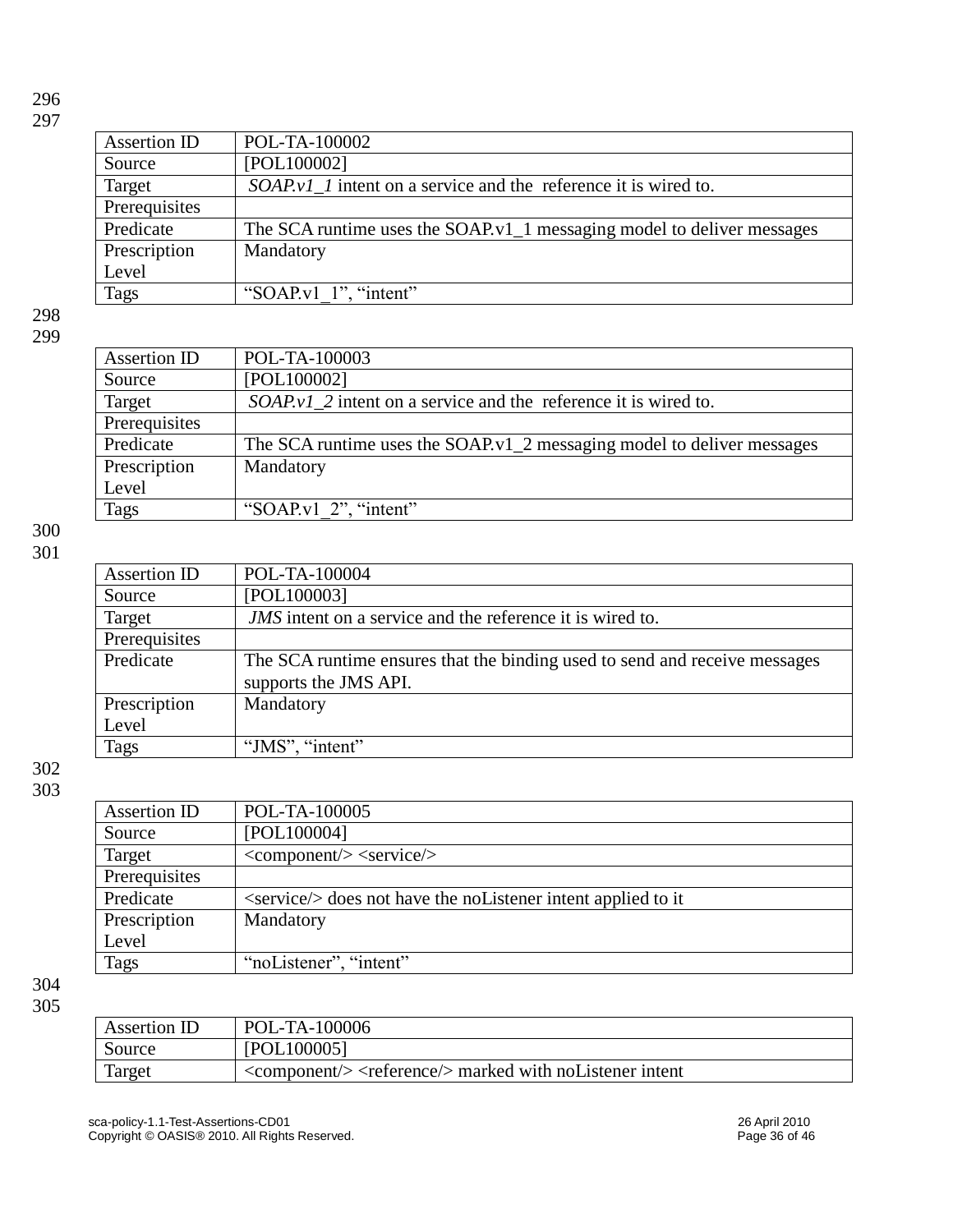| Assertion ID | POL-TA-100002 |
|---|---|
| Source | [POL100002] |
| Target | *SOAP.v1_1* intent on a service and the reference it is wired to. |
| Prerequisites | |
| Predicate | The SCA runtime uses the SOAP.v1_1 messaging model to deliver messages |
| Prescription Level | Mandatory |
| Tags | “SOAP.v1_1”, “intent” |

| Assertion ID | POL-TA-100003 |
|---|---|
| Source | [POL100002] |
| Target | *SOAP.v1_2* intent on a service and the reference it is wired to. |
| Prerequisites | |
| Predicate | The SCA runtime uses the SOAP.v1_2 messaging model to deliver messages |
| Prescription Level | Mandatory |
| Tags | “SOAP.v1_2”, “intent” |

| Assertion ID | POL-TA-100004 |
|---|---|
| Source | [POL100003] |
| Target | *JMS* intent on a service and the reference it is wired to. |
| Prerequisites | |
| Predicate | The SCA runtime ensures that the binding used to send and receive messages supports the JMS API. |
| Prescription Level | Mandatory |
| Tags | “JMS”, “intent” |

| Assertion ID | POL-TA-100005 |
|---|---|
| Source | [POL100004] |
| Target | <component/> <service/> |
| Prerequisites | |
| Predicate | <service/> does not have the noListener intent applied to it |
| Prescription Level | Mandatory |
| Tags | “noListener”, “intent” |

| Assertion ID | POL-TA-100006 |
|---|---|
| Source | [POL100005] |
| Target | <component/> <reference/> marked with noListener intent |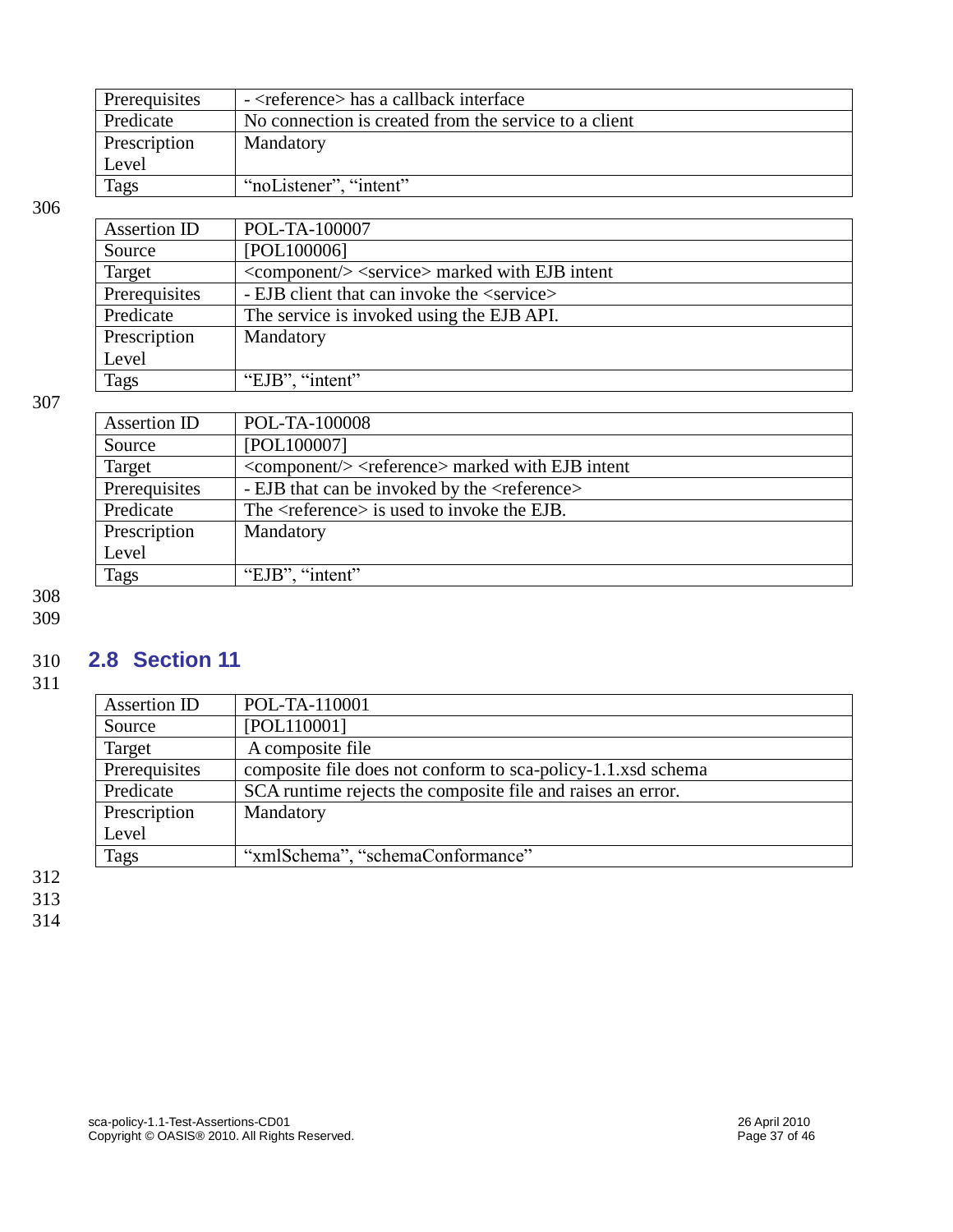| Prerequisites | - <reference> has a callback interface |
|---|---|
| Predicate | No connection is created from the service to a client |
| Prescription Level | Mandatory |
| Tags | “noListener”, “intent” |

| Assertion ID | POL-TA-100007 |
|---|---|
| Source | [POL100006] |
| Target | <component/> <service> marked with EJB intent |
| Prerequisites | - EJB client that can invoke the <service> |
| Predicate | The service is invoked using the EJB API. |
| Prescription Level | Mandatory |
| Tags | “EJB”, “intent” |

| Assertion ID | POL-TA-100008 |
|---|---|
| Source | [POL100007] |
| Target | <component/> <reference> marked with EJB intent |
| Prerequisites | - EJB that can be invoked by the <reference> |
| Predicate | The <reference> is used to invoke the EJB. |
| Prescription Level | Mandatory |
| Tags | “EJB”, “intent” |

## 2.8 Section 11

| Assertion ID | POL-TA-110001 |
|---|---|
| Source | [POL110001] |
| Target | A composite file |
| Prerequisites | composite file does not conform to sca-policy-1.1.xsd schema |
| Predicate | SCA runtime rejects the composite file and raises an error. |
| Prescription Level | Mandatory |
| Tags | “xmlSchema”, “schemaConformance” |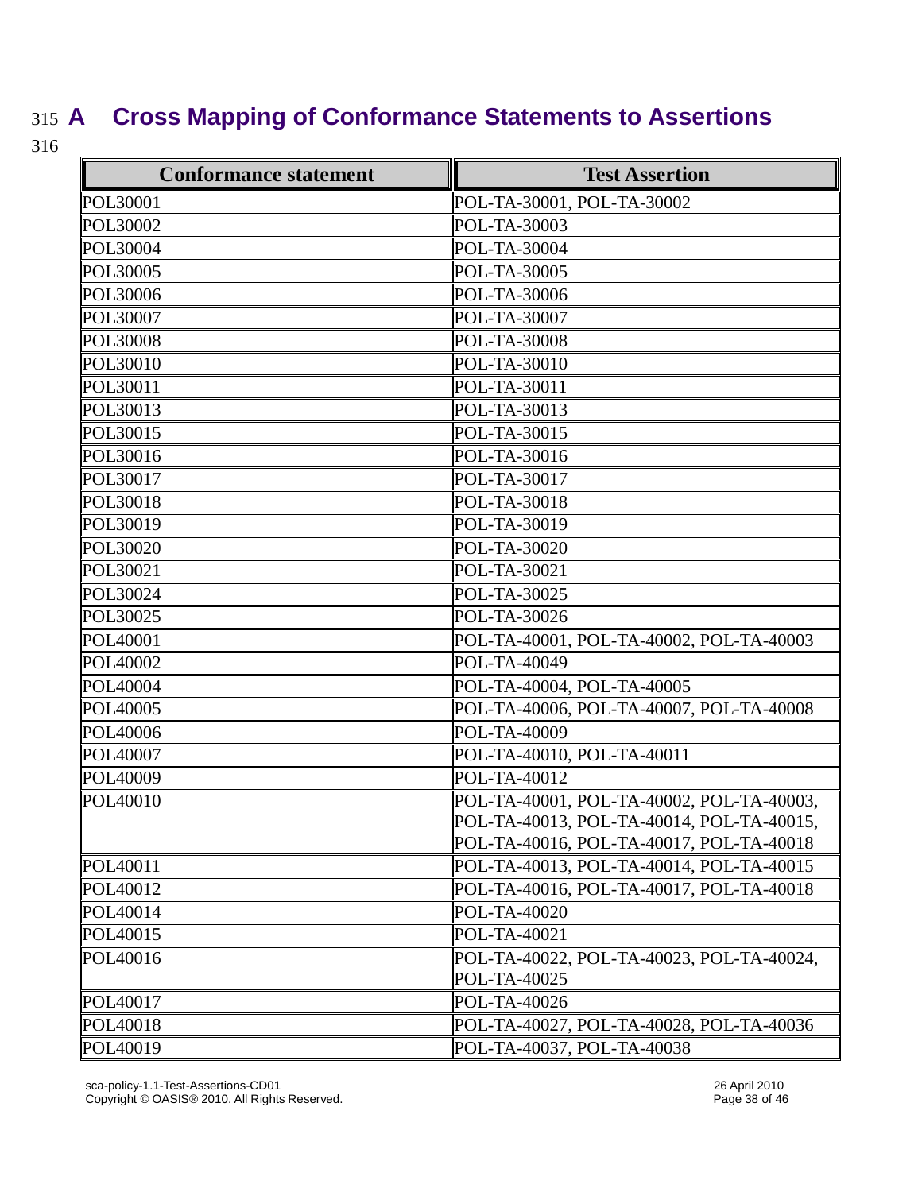# A Cross Mapping of Conformance Statements to Assertions

| Conformance statement | Test Assertion |
|---|---|
| POL30001 | POL-TA-30001, POL-TA-30002 |
| POL30002 | POL-TA-30003 |
| POL30004 | POL-TA-30004 |
| POL30005 | POL-TA-30005 |
| POL30006 | POL-TA-30006 |
| POL30007 | POL-TA-30007 |
| POL30008 | POL-TA-30008 |
| POL30010 | POL-TA-30010 |
| POL30011 | POL-TA-30011 |
| POL30013 | POL-TA-30013 |
| POL30015 | POL-TA-30015 |
| POL30016 | POL-TA-30016 |
| POL30017 | POL-TA-30017 |
| POL30018 | POL-TA-30018 |
| POL30019 | POL-TA-30019 |
| POL30020 | POL-TA-30020 |
| POL30021 | POL-TA-30021 |
| POL30024 | POL-TA-30025 |
| POL30025 | POL-TA-30026 |
| POL40001 | POL-TA-40001, POL-TA-40002, POL-TA-40003 |
| POL40002 | POL-TA-40049 |
| POL40004 | POL-TA-40004, POL-TA-40005 |
| POL40005 | POL-TA-40006, POL-TA-40007, POL-TA-40008 |
| POL40006 | POL-TA-40009 |
| POL40007 | POL-TA-40010, POL-TA-40011 |
| POL40009 | POL-TA-40012 |
| POL40010 | POL-TA-40001, POL-TA-40002, POL-TA-40003, POL-TA-40013, POL-TA-40014, POL-TA-40015, POL-TA-40016, POL-TA-40017, POL-TA-40018 |
| POL40011 | POL-TA-40013, POL-TA-40014, POL-TA-40015 |
| POL40012 | POL-TA-40016, POL-TA-40017, POL-TA-40018 |
| POL40014 | POL-TA-40020 |
| POL40015 | POL-TA-40021 |
| POL40016 | POL-TA-40022, POL-TA-40023, POL-TA-40024, POL-TA-40025 |
| POL40017 | POL-TA-40026 |
| POL40018 | POL-TA-40027, POL-TA-40028, POL-TA-40036 |
| POL40019 | POL-TA-40037, POL-TA-40038 |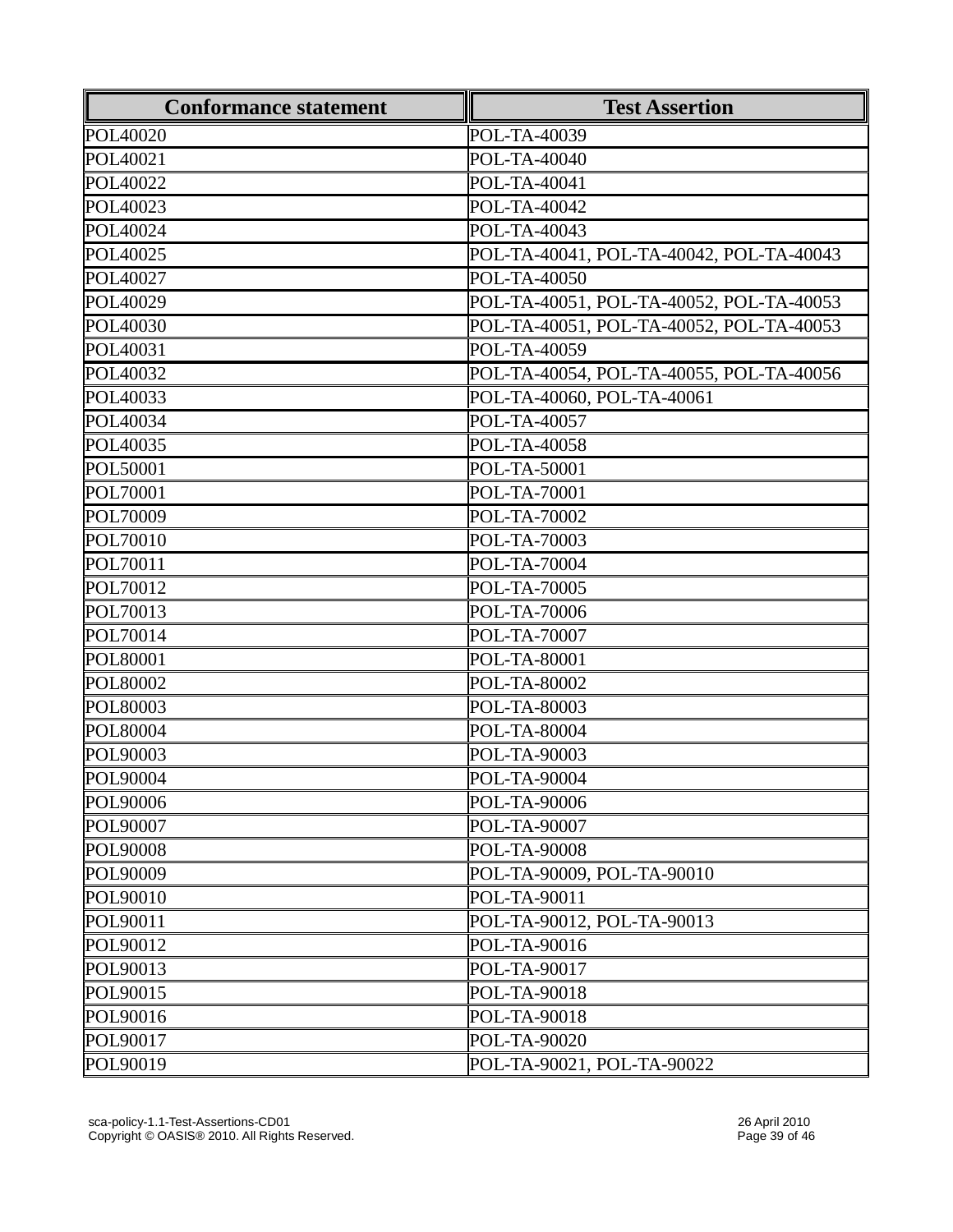| Conformance statement | Test Assertion |
|---|---|
| POL40020 | POL-TA-40039 |
| POL40021 | POL-TA-40040 |
| POL40022 | POL-TA-40041 |
| POL40023 | POL-TA-40042 |
| POL40024 | POL-TA-40043 |
| POL40025 | POL-TA-40041, POL-TA-40042, POL-TA-40043 |
| POL40027 | POL-TA-40050 |
| POL40029 | POL-TA-40051, POL-TA-40052, POL-TA-40053 |
| POL40030 | POL-TA-40051, POL-TA-40052, POL-TA-40053 |
| POL40031 | POL-TA-40059 |
| POL40032 | POL-TA-40054, POL-TA-40055, POL-TA-40056 |
| POL40033 | POL-TA-40060, POL-TA-40061 |
| POL40034 | POL-TA-40057 |
| POL40035 | POL-TA-40058 |
| POL50001 | POL-TA-50001 |
| POL70001 | POL-TA-70001 |
| POL70009 | POL-TA-70002 |
| POL70010 | POL-TA-70003 |
| POL70011 | POL-TA-70004 |
| POL70012 | POL-TA-70005 |
| POL70013 | POL-TA-70006 |
| POL70014 | POL-TA-70007 |
| POL80001 | POL-TA-80001 |
| POL80002 | POL-TA-80002 |
| POL80003 | POL-TA-80003 |
| POL80004 | POL-TA-80004 |
| POL90003 | POL-TA-90003 |
| POL90004 | POL-TA-90004 |
| POL90006 | POL-TA-90006 |
| POL90007 | POL-TA-90007 |
| POL90008 | POL-TA-90008 |
| POL90009 | POL-TA-90009, POL-TA-90010 |
| POL90010 | POL-TA-90011 |
| POL90011 | POL-TA-90012, POL-TA-90013 |
| POL90012 | POL-TA-90016 |
| POL90013 | POL-TA-90017 |
| POL90015 | POL-TA-90018 |
| POL90016 | POL-TA-90018 |
| POL90017 | POL-TA-90020 |
| POL90019 | POL-TA-90021, POL-TA-90022 |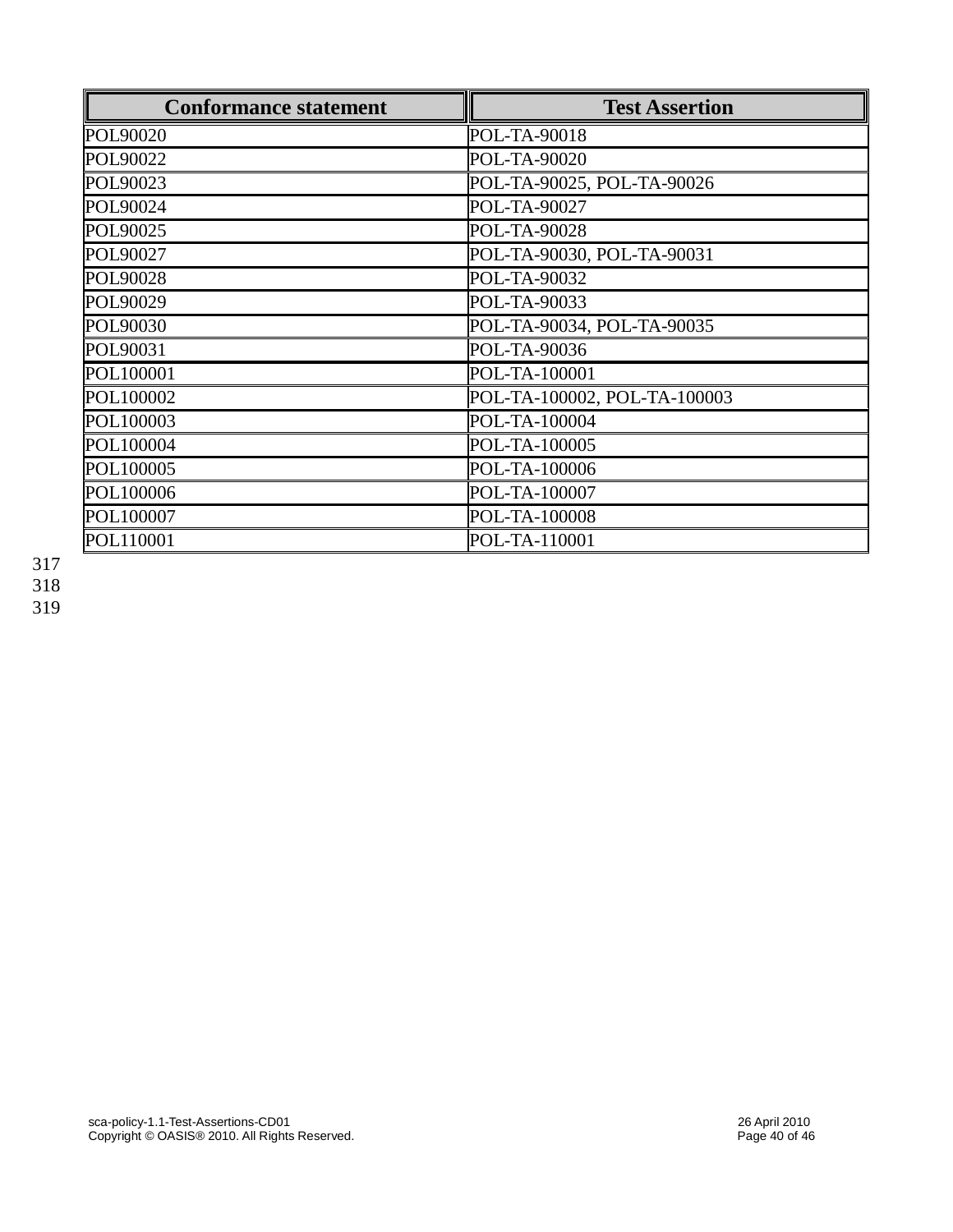| Conformance statement | Test Assertion |
|---|---|
| POL90020 | POL-TA-90018 |
| POL90022 | POL-TA-90020 |
| POL90023 | POL-TA-90025, POL-TA-90026 |
| POL90024 | POL-TA-90027 |
| POL90025 | POL-TA-90028 |
| POL90027 | POL-TA-90030, POL-TA-90031 |
| POL90028 | POL-TA-90032 |
| POL90029 | POL-TA-90033 |
| POL90030 | POL-TA-90034, POL-TA-90035 |
| POL90031 | POL-TA-90036 |
| POL100001 | POL-TA-100001 |
| POL100002 | POL-TA-100002, POL-TA-100003 |
| POL100003 | POL-TA-100004 |
| POL100004 | POL-TA-100005 |
| POL100005 | POL-TA-100006 |
| POL100006 | POL-TA-100007 |
| POL100007 | POL-TA-100008 |
| POL110001 | POL-TA-110001 |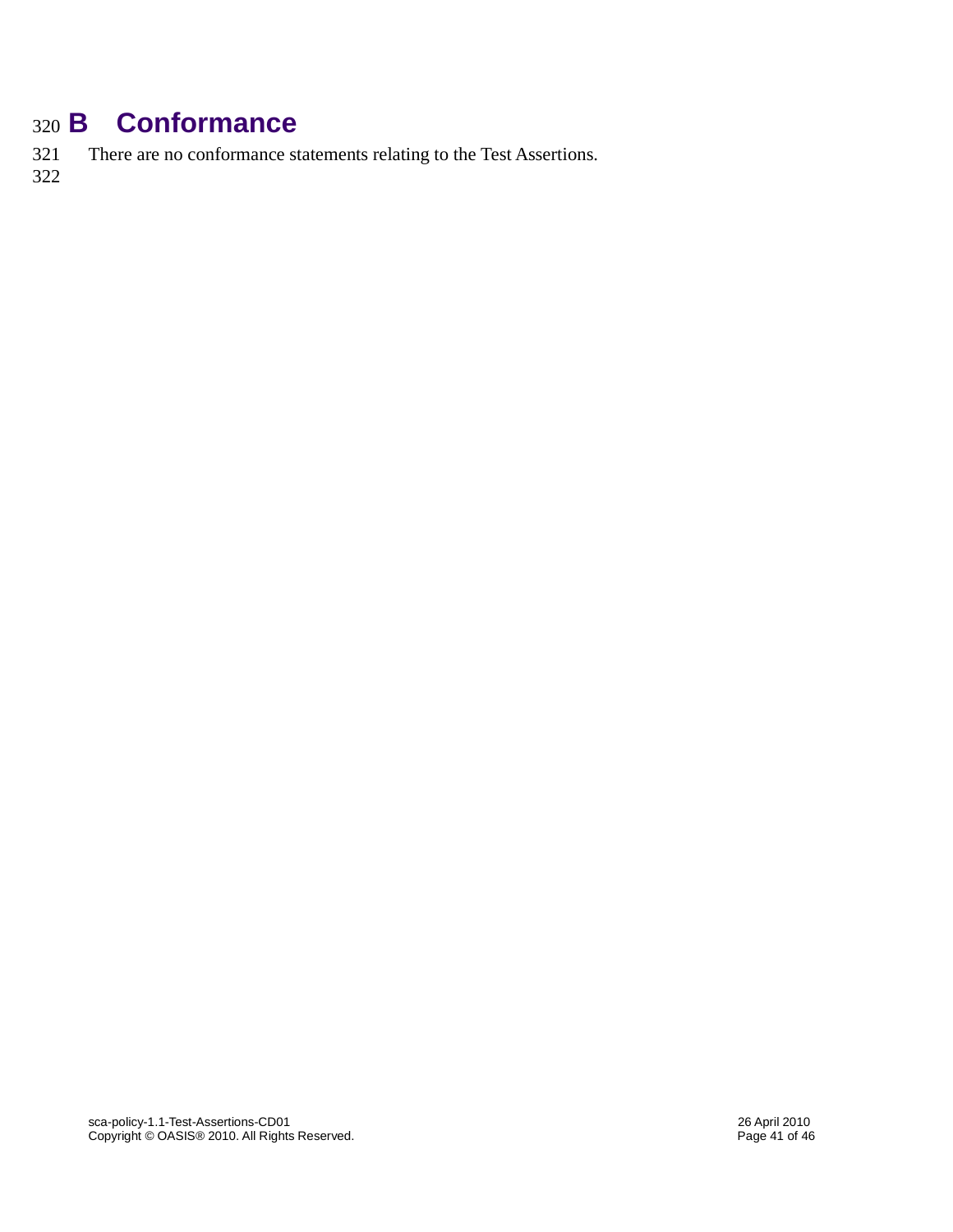# B Conformance

There are no conformance statements relating to the Test Assertions.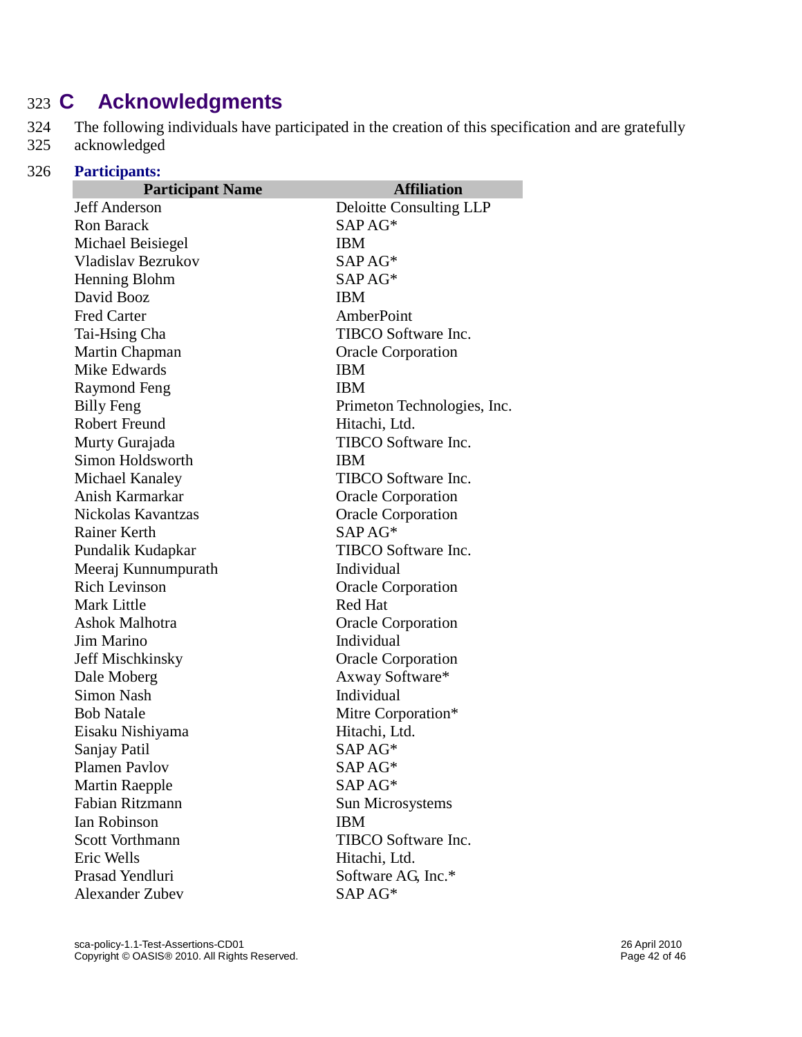# C Acknowledgments

The following individuals have participated in the creation of this specification and are gratefully acknowledged

**Participants:**

| Participant Name | Affiliation |
|---|---|
| Jeff Anderson | Deloitte Consulting LLP |
| Ron Barack | SAP AG* |
| Michael Beisiegel | IBM |
| Vladislav Bezrukov | SAP AG* |
| Henning Blohm | SAP AG* |
| David Booz | IBM |
| Fred Carter | AmberPoint |
| Tai-Hsing Cha | TIBCO Software Inc. |
| Martin Chapman | Oracle Corporation |
| Mike Edwards | IBM |
| Raymond Feng | IBM |
| Billy Feng | Primeton Technologies, Inc. |
| Robert Freund | Hitachi, Ltd. |
| Murty Gurajada | TIBCO Software Inc. |
| Simon Holdsworth | IBM |
| Michael Kanaley | TIBCO Software Inc. |
| Anish Karmarkar | Oracle Corporation |
| Nickolas Kavantzas | Oracle Corporation |
| Rainer Kerth | SAP AG* |
| Pundalik Kudapkar | TIBCO Software Inc. |
| Meeraj Kunnumpurath | Individual |
| Rich Levinson | Oracle Corporation |
| Mark Little | Red Hat |
| Ashok Malhotra | Oracle Corporation |
| Jim Marino | Individual |
| Jeff Mischkinsky | Oracle Corporation |
| Dale Moberg | Axway Software* |
| Simon Nash | Individual |
| Bob Natale | Mitre Corporation* |
| Eisaku Nishiyama | Hitachi, Ltd. |
| Sanjay Patil | SAP AG* |
| Plamen Pavlov | SAP AG* |
| Martin Raepple | SAP AG* |
| Fabian Ritzmann | Sun Microsystems |
| Ian Robinson | IBM |
| Scott Vorthmann | TIBCO Software Inc. |
| Eric Wells | Hitachi, Ltd. |
| Prasad Yendluri | Software AG, Inc.* |
| Alexander Zubev | SAP AG* |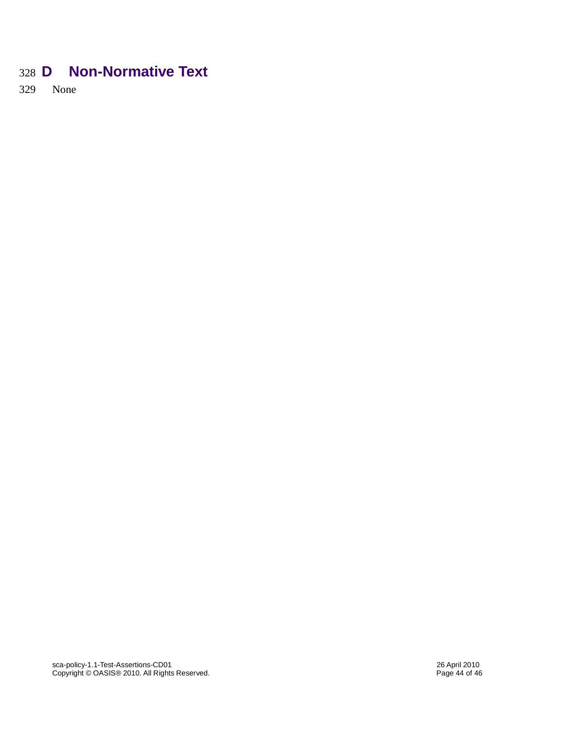# D Non-Normative Text

None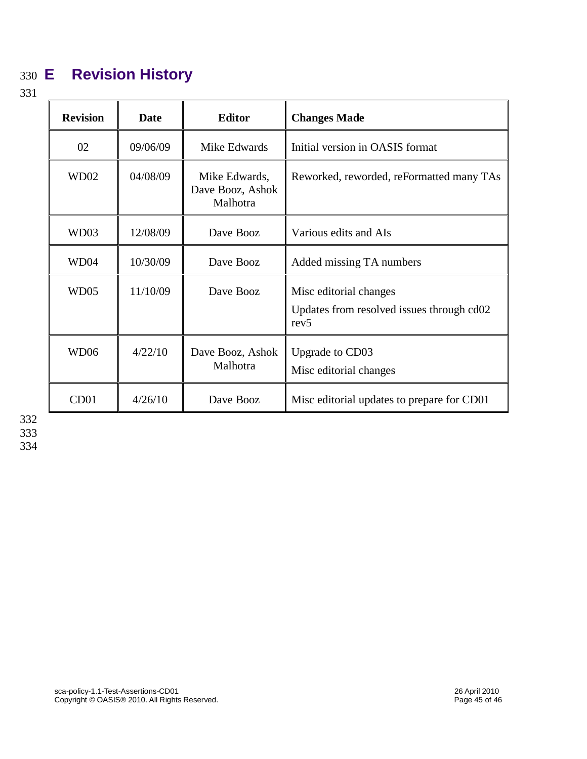# E Revision History

| Revision | Date | Editor | Changes Made |
| --- | --- | --- | --- |
| 02 | 09/06/09 | Mike Edwards | Initial version in OASIS format |
| WD02 | 04/08/09 | Mike Edwards, Dave Booz, Ashok Malhotra | Reworked, reworded, reFormatted many TAs |
| WD03 | 12/08/09 | Dave Booz | Various edits and AIs |
| WD04 | 10/30/09 | Dave Booz | Added missing TA numbers |
| WD05 | 11/10/09 | Dave Booz | Misc editorial changes<br>Updates from resolved issues through cd02 rev5 |
| WD06 | 4/22/10 | Dave Booz, Ashok Malhotra | Upgrade to CD03<br>Misc editorial changes |
| CD01 | 4/26/10 | Dave Booz | Misc editorial updates to prepare for CD01 |